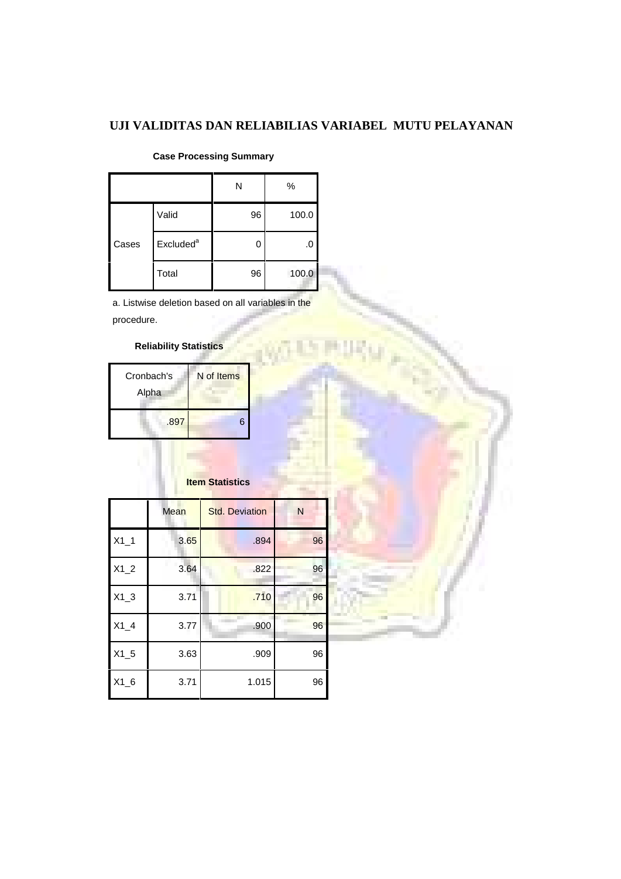## UJI VALIDITAS DAN RELIABILIAS VARIABEL MUTU PELAYANAN

**Case Processing Summary**

| | | N | % |
|---|---|---|---|
| Cases | Valid | 96 | 100.0 |
| | Excluded[a] | 0 | .0 |
| | Total | 96 | 100.0 |

a. Listwise deletion based on all variables in the procedure.

**Reliability Statistics**

| Cronbach's Alpha | N of Items |
|---|---|
| .897 | 6 |

**Item Statistics**

| | Mean | Std. Deviation | N |
|---|---|---|---|
| X1_1 | 3.65 | .894 | 96 |
| X1_2 | 3.64 | .822 | 96 |
| X1_3 | 3.71 | .710 | 96 |
| X1_4 | 3.77 | .900 | 96 |
| X1_5 | 3.63 | .909 | 96 |
| X1_6 | 3.71 | 1.015 | 96 |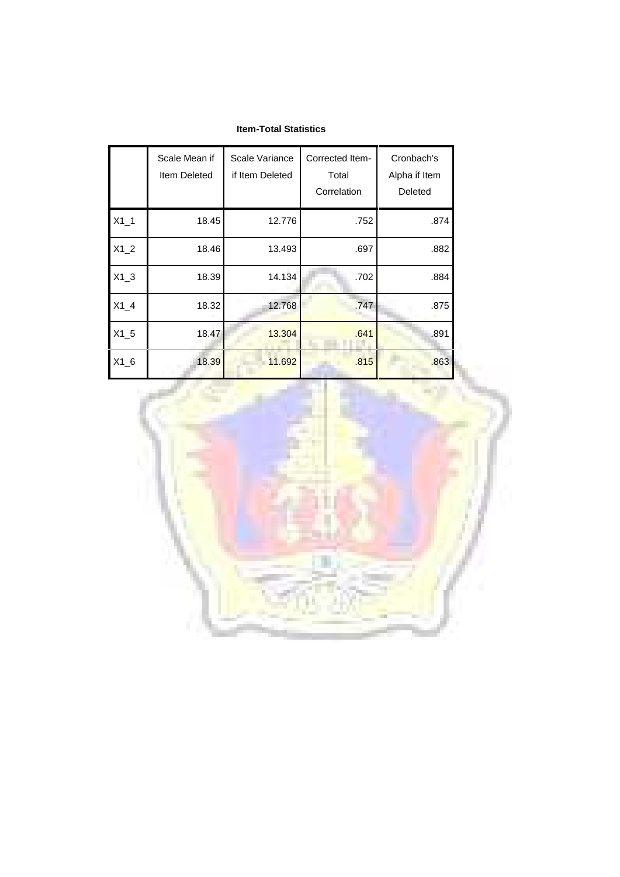**Item-Total Statistics**

| | Scale Mean if Item Deleted | Scale Variance if Item Deleted | Corrected Item-Total Correlation | Cronbach's Alpha if Item Deleted |
|---|---|---|---|---|
| X1_1 | 18.45 | 12.776 | .752 | .874 |
| X1_2 | 18.46 | 13.493 | .697 | .882 |
| X1_3 | 18.39 | 14.134 | .702 | .884 |
| X1_4 | 18.32 | 12.768 | .747 | .875 |
| X1_5 | 18.47 | 13.304 | .641 | .891 |
| X1_6 | 18.39 | 11.692 | .815 | .863 |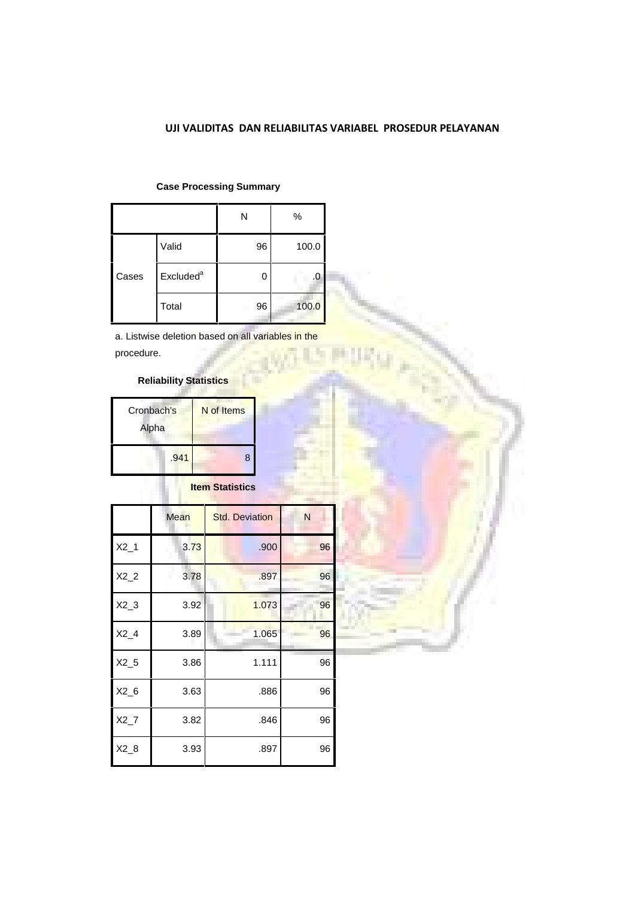## UJI VALIDITAS DAN RELIABILITAS VARIABEL PROSEDUR PELAYANAN

**Case Processing Summary**

| | | N | % |
|---|---|---|---|
| Cases | Valid | 96 | 100.0 |
| | Excluded[a] | 0 | .0 |
| | Total | 96 | 100.0 |

a. Listwise deletion based on all variables in the procedure.

**Reliability Statistics**

| Cronbach's Alpha | N of Items |
|---|---|
| .941 | 8 |

**Item Statistics**

| | Mean | Std. Deviation | N |
|---|---|---|---|
| X2_1 | 3.73 | .900 | 96 |
| X2_2 | 3.78 | .897 | 96 |
| X2_3 | 3.92 | 1.073 | 96 |
| X2_4 | 3.89 | 1.065 | 96 |
| X2_5 | 3.86 | 1.111 | 96 |
| X2_6 | 3.63 | .886 | 96 |
| X2_7 | 3.82 | .846 | 96 |
| X2_8 | 3.93 | .897 | 96 |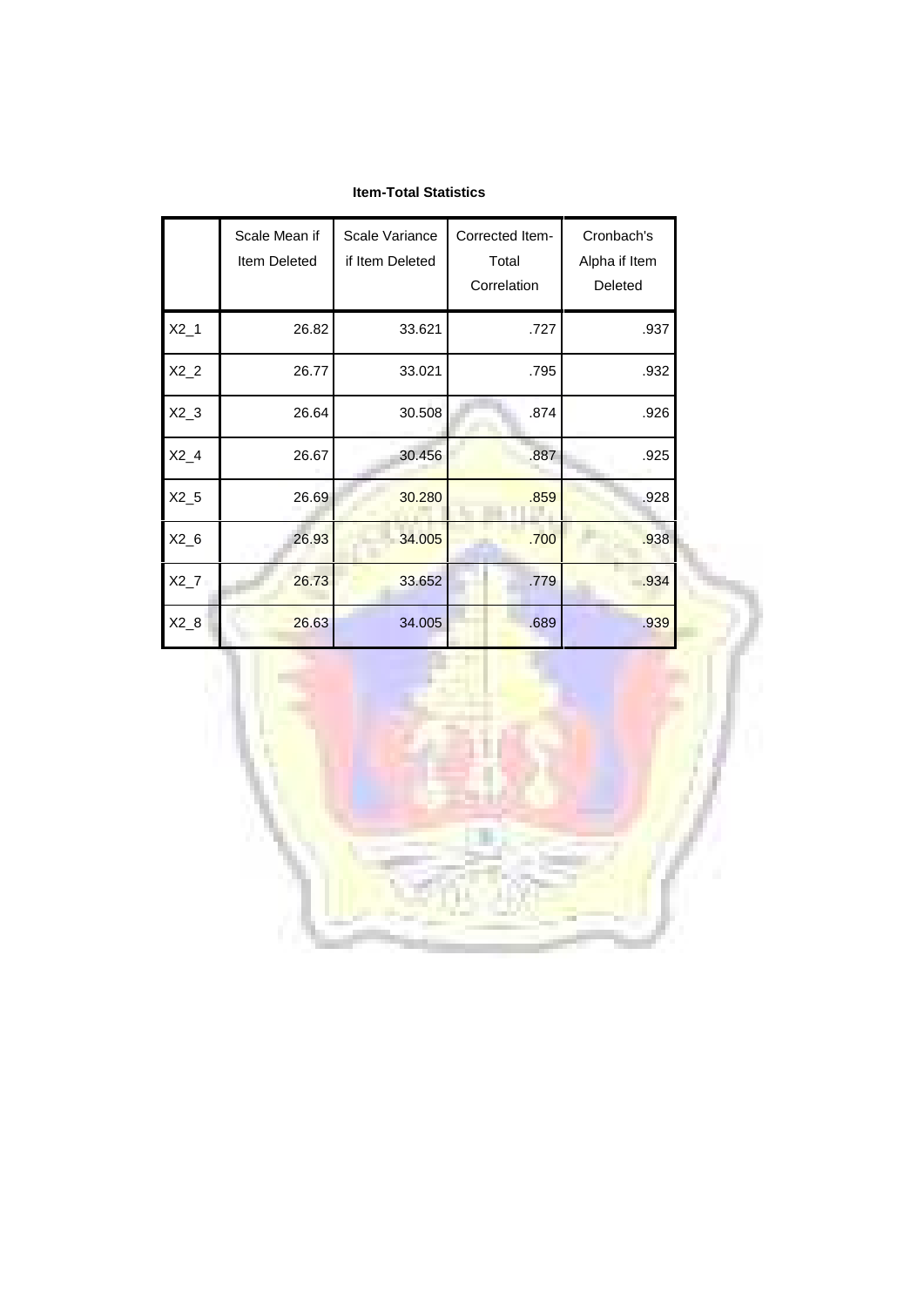**Item-Total Statistics**

| | Scale Mean if Item Deleted | Scale Variance if Item Deleted | Corrected Item-Total Correlation | Cronbach's Alpha if Item Deleted |
|---|---|---|---|---|
| X2_1 | 26.82 | 33.621 | .727 | .937 |
| X2_2 | 26.77 | 33.021 | .795 | .932 |
| X2_3 | 26.64 | 30.508 | .874 | .926 |
| X2_4 | 26.67 | 30.456 | .887 | .925 |
| X2_5 | 26.69 | 30.280 | .859 | .928 |
| X2_6 | 26.93 | 34.005 | .700 | .938 |
| X2_7 | 26.73 | 33.652 | .779 | .934 |
| X2_8 | 26.63 | 34.005 | .689 | .939 |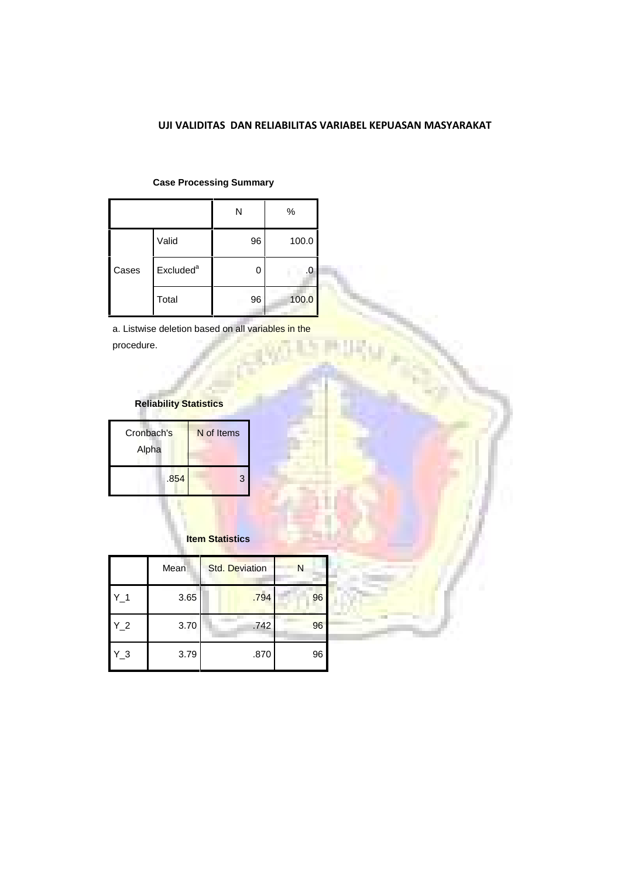## UJI VALIDITAS DAN RELIABILITAS VARIABEL KEPUASAN MASYARAKAT

**Case Processing Summary**

| | | N | % |
|---|---|---|---|
| Cases | Valid | 96 | 100.0 |
| | Excluded[a] | 0 | .0 |
| | Total | 96 | 100.0 |

a. Listwise deletion based on all variables in the procedure.

**Reliability Statistics**

| Cronbach's Alpha | N of Items |
|---|---|
| .854 | 3 |

**Item Statistics**

| | Mean | Std. Deviation | N |
|---|---|---|---|
| Y_1 | 3.65 | .794 | 96 |
| Y_2 | 3.70 | .742 | 96 |
| Y_3 | 3.79 | .870 | 96 |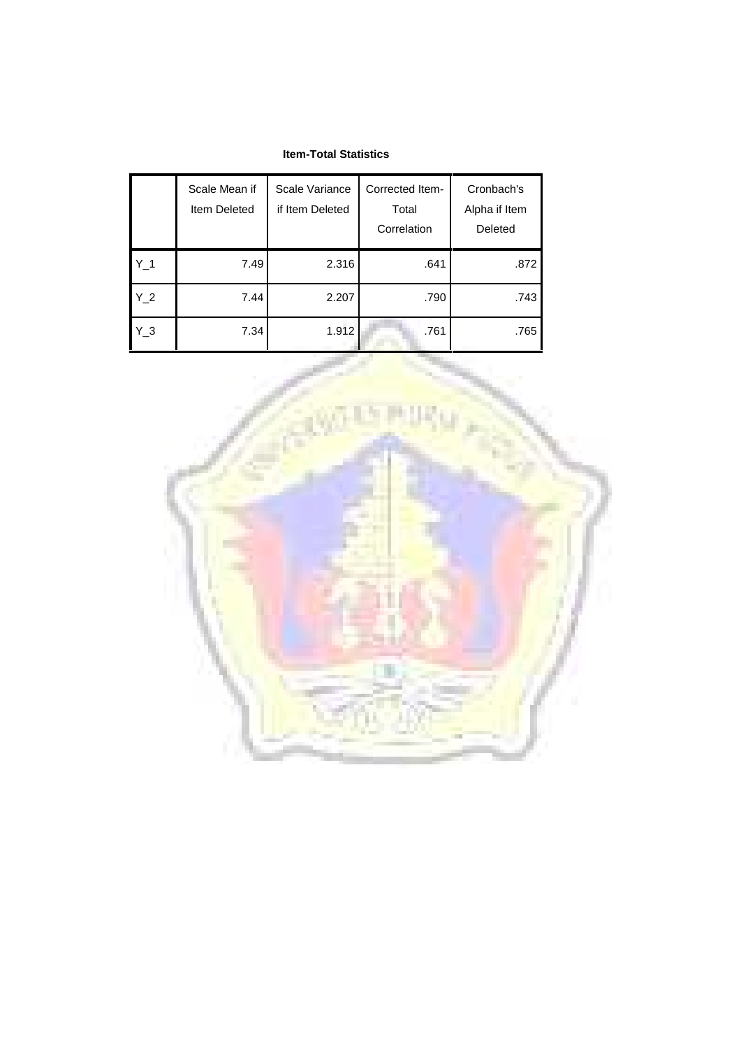**Item-Total Statistics**

|  | Scale Mean if Item Deleted | Scale Variance if Item Deleted | Corrected Item-Total Correlation | Cronbach's Alpha if Item Deleted |
|---|---|---|---|---|
| Y_1 | 7.49 | 2.316 | .641 | .872 |
| Y_2 | 7.44 | 2.207 | .790 | .743 |
| Y_3 | 7.34 | 1.912 | .761 | .765 |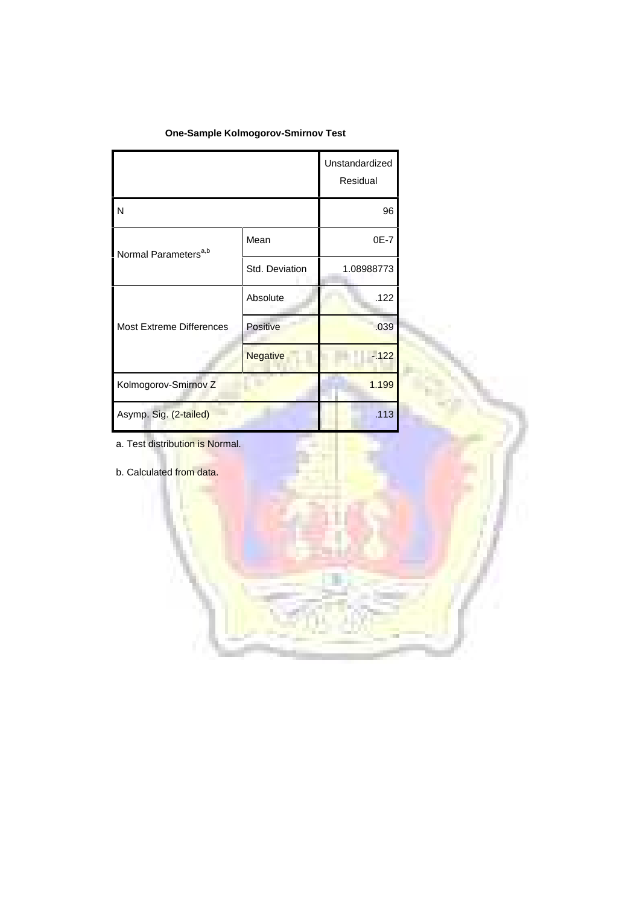**One-Sample Kolmogorov-Smirnov Test**

| | | Unstandardized Residual |
|---|---|---|
| N | | 96 |
| Normal Parameters[a,b] | Mean | 0E-7 |
| | Std. Deviation | 1.08988773 |
| Most Extreme Differences | Absolute | .122 |
| | Positive | .039 |
| | Negative | -.122 |
| Kolmogorov-Smirnov Z | | 1.199 |
| Asymp. Sig. (2-tailed) | | .113 |

a. Test distribution is Normal.

b. Calculated from data.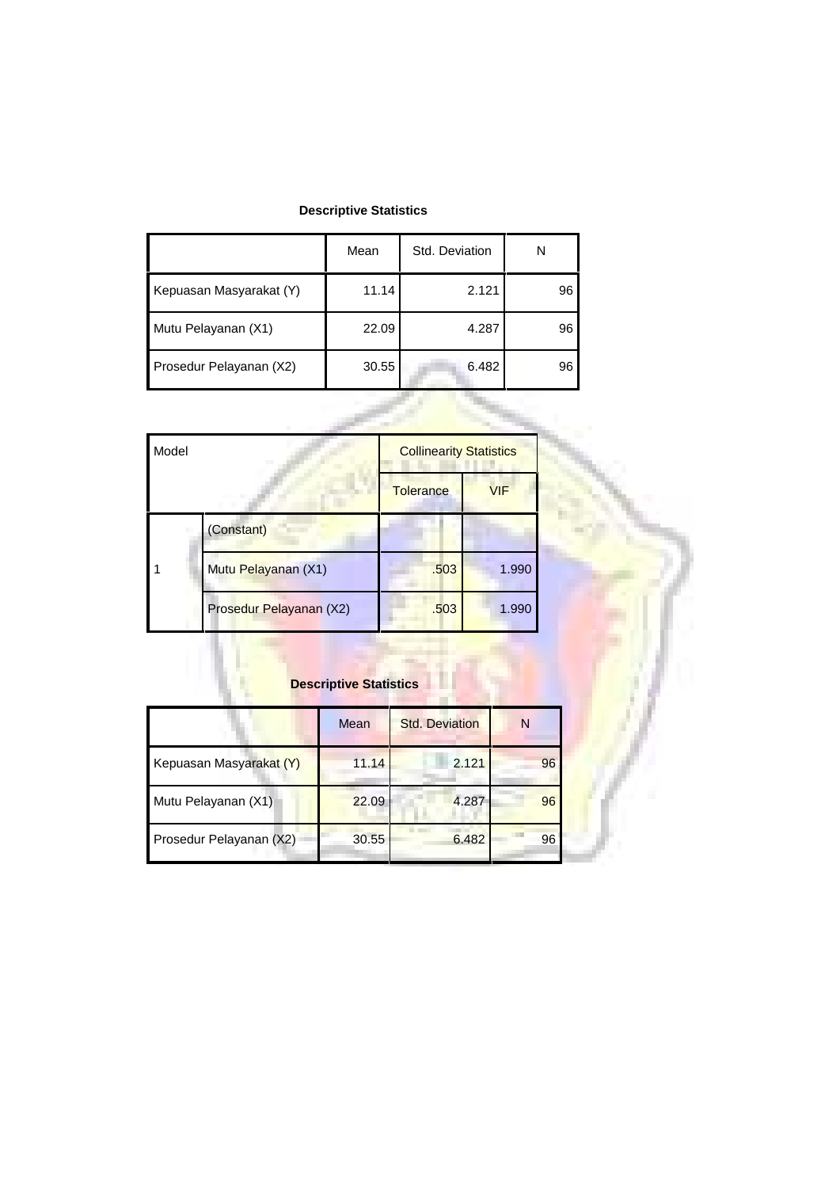**Descriptive Statistics**

| | Mean | Std. Deviation | N |
|---|---|---|---|
| Kepuasan Masyarakat (Y) | 11.14 | 2.121 | 96 |
| Mutu Pelayanan (X1) | 22.09 | 4.287 | 96 |
| Prosedur Pelayanan (X2) | 30.55 | 6.482 | 96 |

| Model | | Collinearity Statistics | |
|---|---|---|---|
| | | Tolerance | VIF |
| 1 | (Constant) | | |
| | Mutu Pelayanan (X1) | .503 | 1.990 |
| | Prosedur Pelayanan (X2) | .503 | 1.990 |

**Descriptive Statistics**

| | Mean | Std. Deviation | N |
|---|---|---|---|
| Kepuasan Masyarakat (Y) | 11.14 | 2.121 | 96 |
| Mutu Pelayanan (X1) | 22.09 | 4.287 | 96 |
| Prosedur Pelayanan (X2) | 30.55 | 6.482 | 96 |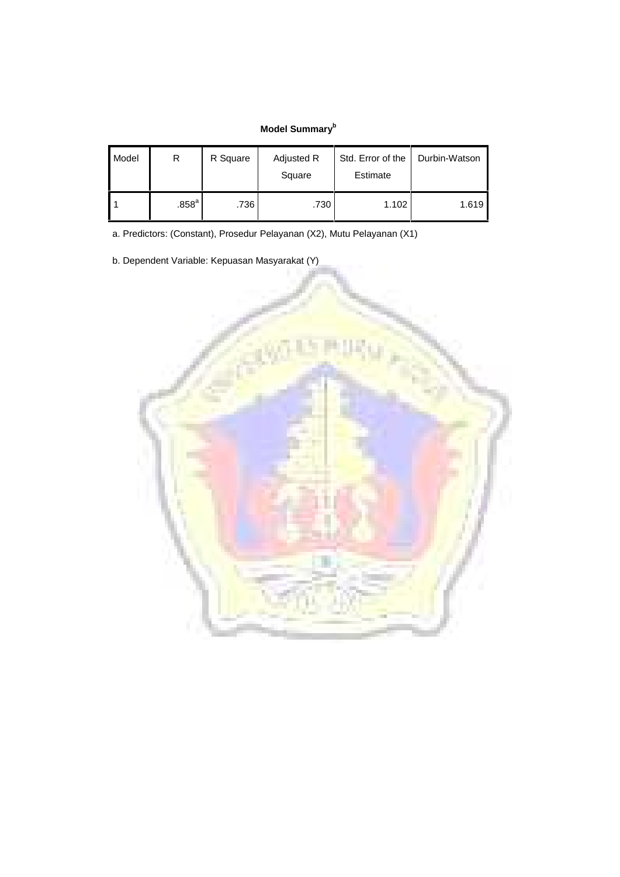**Model Summary[b]**

| Model | R | R Square | Adjusted R Square | Std. Error of the Estimate | Durbin-Watson |
|---|---|---|---|---|---|
| 1 | .858[a] | .736 | .730 | 1.102 | 1.619 |

a. Predictors: (Constant), Prosedur Pelayanan (X2), Mutu Pelayanan (X1)

b. Dependent Variable: Kepuasan Masyarakat (Y)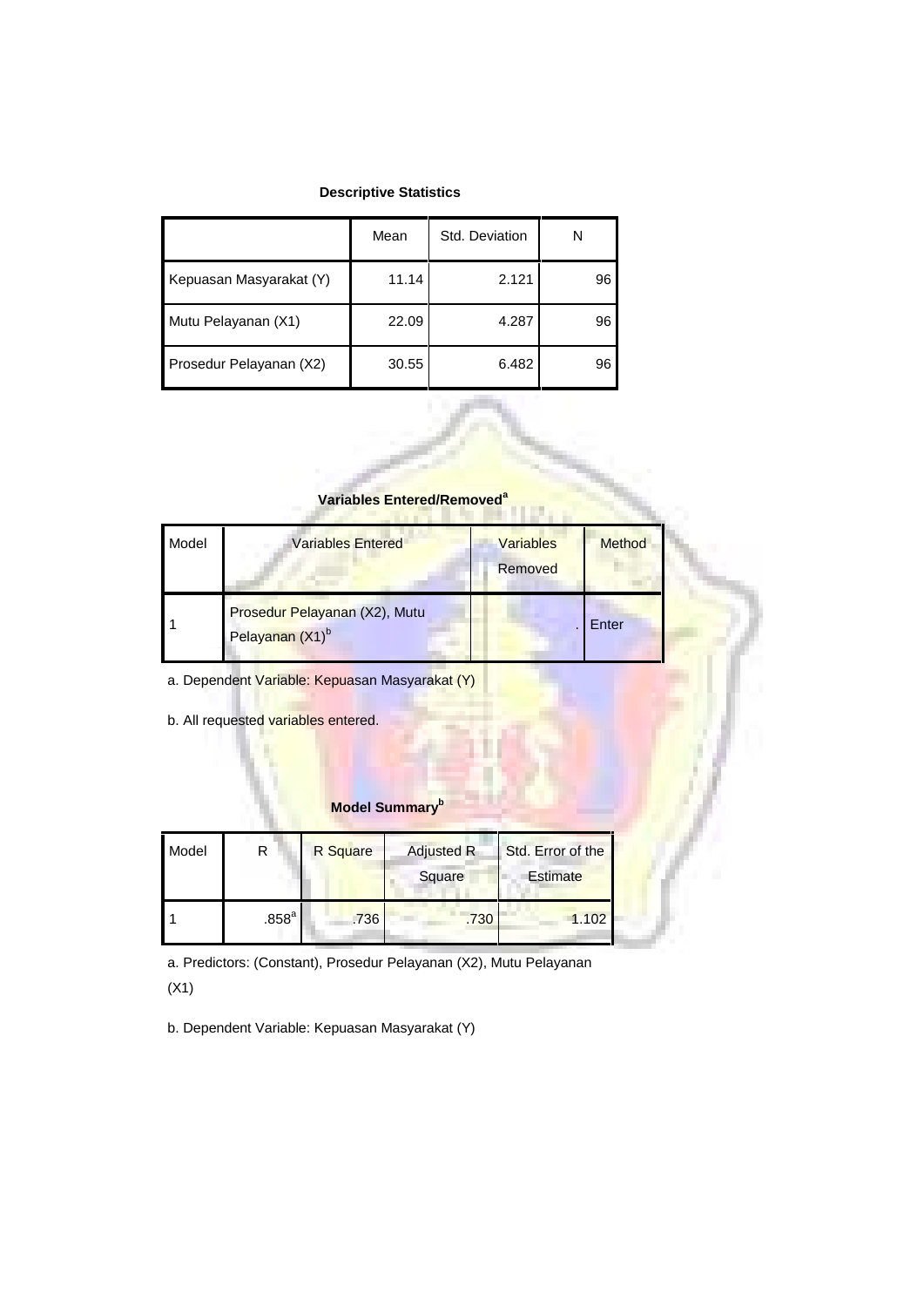**Descriptive Statistics**

| | Mean | Std. Deviation | N |
|---|---|---|---|
| Kepuasan Masyarakat (Y) | 11.14 | 2.121 | 96 |
| Mutu Pelayanan (X1) | 22.09 | 4.287 | 96 |
| Prosedur Pelayanan (X2) | 30.55 | 6.482 | 96 |

**Variables Entered/Removed[a]**

| Model | Variables Entered | Variables Removed | Method |
|---|---|---|---|
| 1 | Prosedur Pelayanan (X2), Mutu Pelayanan (X1)[b] | . | Enter |

a. Dependent Variable: Kepuasan Masyarakat (Y)

b. All requested variables entered.

**Model Summary[b]**

| Model | R | R Square | Adjusted R Square | Std. Error of the Estimate |
|---|---|---|---|---|
| 1 | .858[a] | .736 | .730 | 1.102 |

a. Predictors: (Constant), Prosedur Pelayanan (X2), Mutu Pelayanan (X1)

b. Dependent Variable: Kepuasan Masyarakat (Y)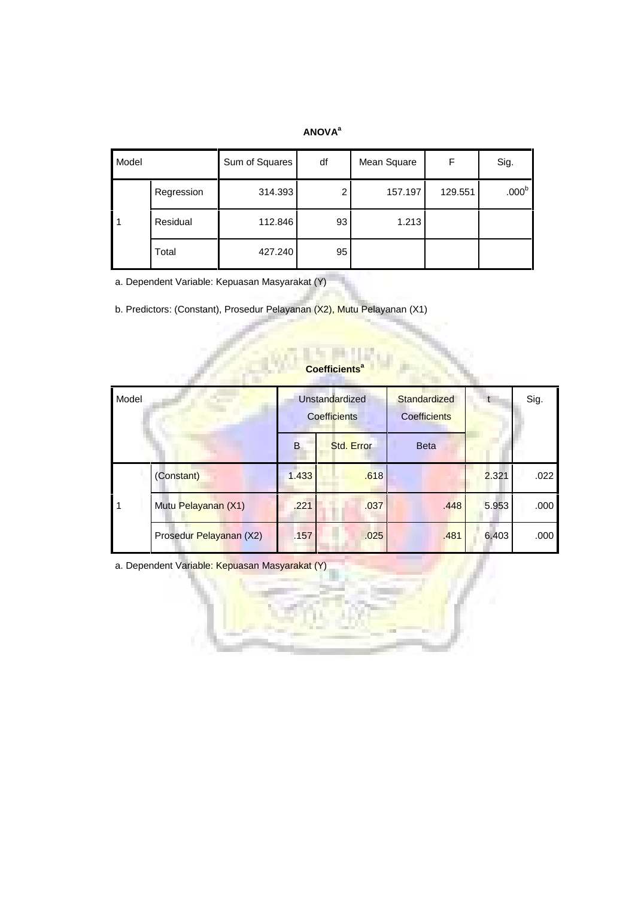**ANOVA[a]**

| Model | | Sum of Squares | df | Mean Square | F | Sig. |
|---|---|---|---|---|---|---|
| 1 | Regression | 314.393 | 2 | 157.197 | 129.551 | .000[b] |
| | Residual | 112.846 | 93 | 1.213 | | |
| | Total | 427.240 | 95 | | | |

a. Dependent Variable: Kepuasan Masyarakat (Y)

b. Predictors: (Constant), Prosedur Pelayanan (X2), Mutu Pelayanan (X1)

**Coefficients[a]**

| Model | | Unstandardized Coefficients | | Standardized Coefficients | t | Sig. |
|---|---|---|---|---|---|---|
| | | B | Std. Error | Beta | | |
| 1 | (Constant) | 1.433 | .618 | | 2.321 | .022 |
| | Mutu Pelayanan (X1) | .221 | .037 | .448 | 5.953 | .000 |
| | Prosedur Pelayanan (X2) | .157 | .025 | .481 | 6.403 | .000 |

a. Dependent Variable: Kepuasan Masyarakat (Y)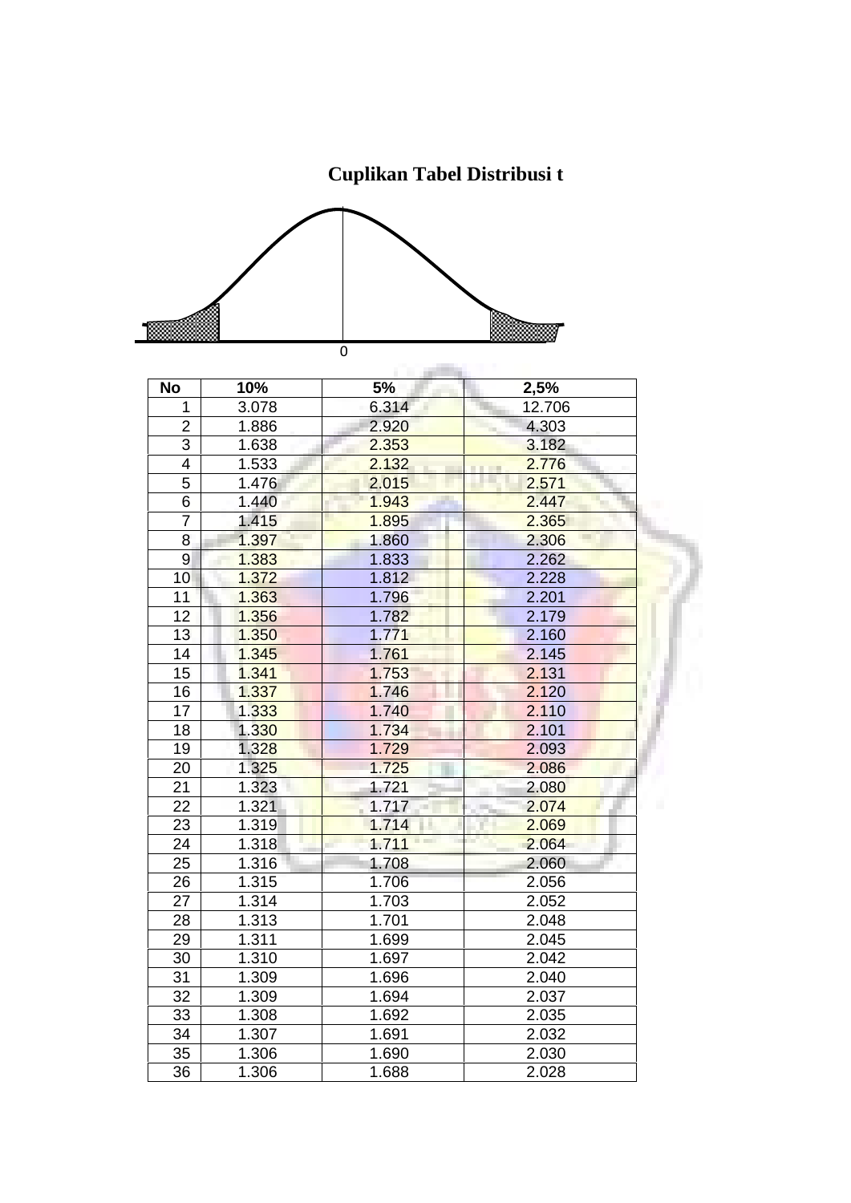# Cuplikan Tabel Distribusi t

0

| No | 10% | 5% | 2,5% |
|---|---|---|---|
| 1 | 3.078 | 6.314 | 12.706 |
| 2 | 1.886 | 2.920 | 4.303 |
| 3 | 1.638 | 2.353 | 3.182 |
| 4 | 1.533 | 2.132 | 2.776 |
| 5 | 1.476 | 2.015 | 2.571 |
| 6 | 1.440 | 1.943 | 2.447 |
| 7 | 1.415 | 1.895 | 2.365 |
| 8 | 1.397 | 1.860 | 2.306 |
| 9 | 1.383 | 1.833 | 2.262 |
| 10 | 1.372 | 1.812 | 2.228 |
| 11 | 1.363 | 1.796 | 2.201 |
| 12 | 1.356 | 1.782 | 2.179 |
| 13 | 1.350 | 1.771 | 2.160 |
| 14 | 1.345 | 1.761 | 2.145 |
| 15 | 1.341 | 1.753 | 2.131 |
| 16 | 1.337 | 1.746 | 2.120 |
| 17 | 1.333 | 1.740 | 2.110 |
| 18 | 1.330 | 1.734 | 2.101 |
| 19 | 1.328 | 1.729 | 2.093 |
| 20 | 1.325 | 1.725 | 2.086 |
| 21 | 1.323 | 1.721 | 2.080 |
| 22 | 1.321 | 1.717 | 2.074 |
| 23 | 1.319 | 1.714 | 2.069 |
| 24 | 1.318 | 1.711 | 2.064 |
| 25 | 1.316 | 1.708 | 2.060 |
| 26 | 1.315 | 1.706 | 2.056 |
| 27 | 1.314 | 1.703 | 2.052 |
| 28 | 1.313 | 1.701 | 2.048 |
| 29 | 1.311 | 1.699 | 2.045 |
| 30 | 1.310 | 1.697 | 2.042 |
| 31 | 1.309 | 1.696 | 2.040 |
| 32 | 1.309 | 1.694 | 2.037 |
| 33 | 1.308 | 1.692 | 2.035 |
| 34 | 1.307 | 1.691 | 2.032 |
| 35 | 1.306 | 1.690 | 2.030 |
| 36 | 1.306 | 1.688 | 2.028 |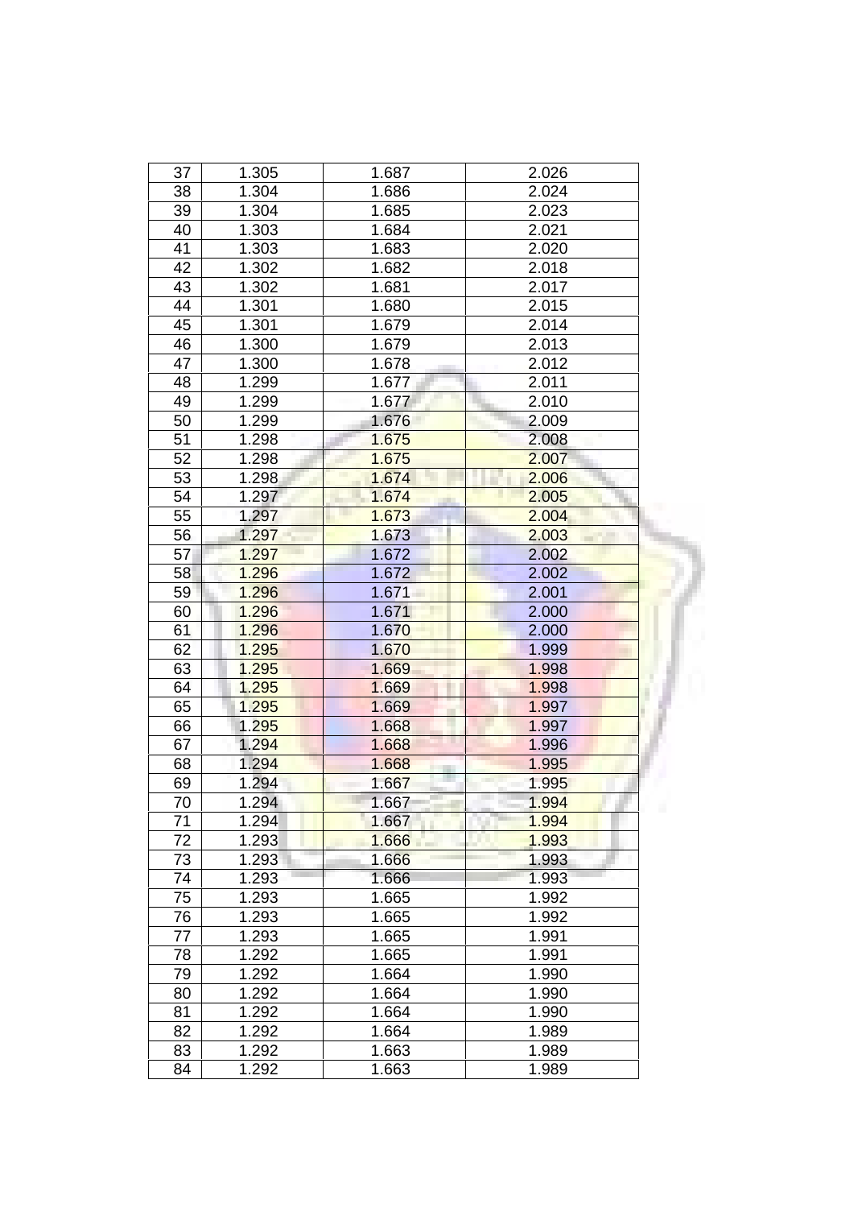| 37 | 1.305 | 1.687 | 2.026 |
|---|---|---|---|
| 38 | 1.304 | 1.686 | 2.024 |
| 39 | 1.304 | 1.685 | 2.023 |
| 40 | 1.303 | 1.684 | 2.021 |
| 41 | 1.303 | 1.683 | 2.020 |
| 42 | 1.302 | 1.682 | 2.018 |
| 43 | 1.302 | 1.681 | 2.017 |
| 44 | 1.301 | 1.680 | 2.015 |
| 45 | 1.301 | 1.679 | 2.014 |
| 46 | 1.300 | 1.679 | 2.013 |
| 47 | 1.300 | 1.678 | 2.012 |
| 48 | 1.299 | 1.677 | 2.011 |
| 49 | 1.299 | 1.677 | 2.010 |
| 50 | 1.299 | 1.676 | 2.009 |
| 51 | 1.298 | 1.675 | 2.008 |
| 52 | 1.298 | 1.675 | 2.007 |
| 53 | 1.298 | 1.674 | 2.006 |
| 54 | 1.297 | 1.674 | 2.005 |
| 55 | 1.297 | 1.673 | 2.004 |
| 56 | 1.297 | 1.673 | 2.003 |
| 57 | 1.297 | 1.672 | 2.002 |
| 58 | 1.296 | 1.672 | 2.002 |
| 59 | 1.296 | 1.671 | 2.001 |
| 60 | 1.296 | 1.671 | 2.000 |
| 61 | 1.296 | 1.670 | 2.000 |
| 62 | 1.295 | 1.670 | 1.999 |
| 63 | 1.295 | 1.669 | 1.998 |
| 64 | 1.295 | 1.669 | 1.998 |
| 65 | 1.295 | 1.669 | 1.997 |
| 66 | 1.295 | 1.668 | 1.997 |
| 67 | 1.294 | 1.668 | 1.996 |
| 68 | 1.294 | 1.668 | 1.995 |
| 69 | 1.294 | 1.667 | 1.995 |
| 70 | 1.294 | 1.667 | 1.994 |
| 71 | 1.294 | 1.667 | 1.994 |
| 72 | 1.293 | 1.666 | 1.993 |
| 73 | 1.293 | 1.666 | 1.993 |
| 74 | 1.293 | 1.666 | 1.993 |
| 75 | 1.293 | 1.665 | 1.992 |
| 76 | 1.293 | 1.665 | 1.992 |
| 77 | 1.293 | 1.665 | 1.991 |
| 78 | 1.292 | 1.665 | 1.991 |
| 79 | 1.292 | 1.664 | 1.990 |
| 80 | 1.292 | 1.664 | 1.990 |
| 81 | 1.292 | 1.664 | 1.990 |
| 82 | 1.292 | 1.664 | 1.989 |
| 83 | 1.292 | 1.663 | 1.989 |
| 84 | 1.292 | 1.663 | 1.989 |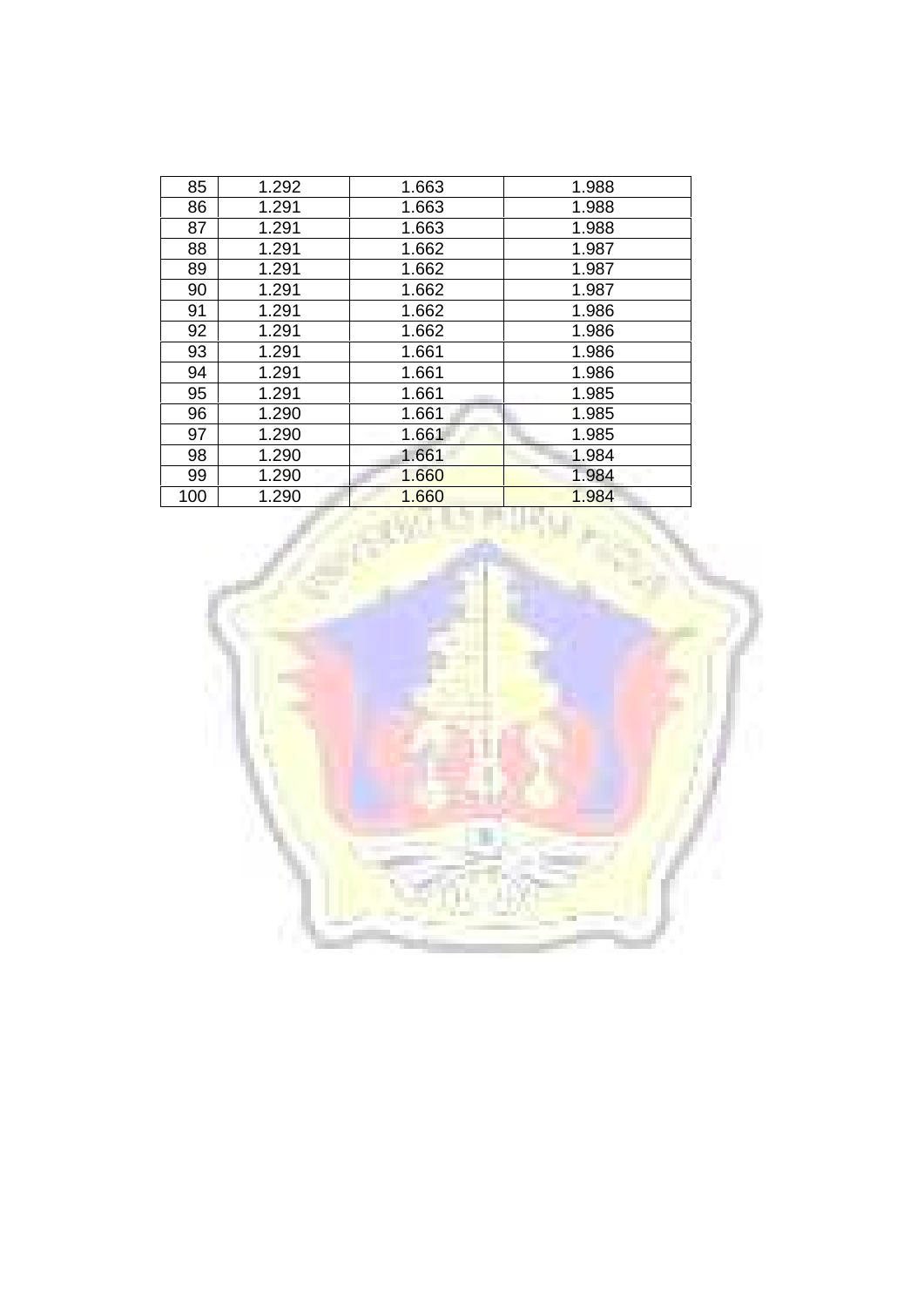| 85 | 1.292 | 1.663 | 1.988 |
|---|---|---|---|
| 86 | 1.291 | 1.663 | 1.988 |
| 87 | 1.291 | 1.663 | 1.988 |
| 88 | 1.291 | 1.662 | 1.987 |
| 89 | 1.291 | 1.662 | 1.987 |
| 90 | 1.291 | 1.662 | 1.987 |
| 91 | 1.291 | 1.662 | 1.986 |
| 92 | 1.291 | 1.662 | 1.986 |
| 93 | 1.291 | 1.661 | 1.986 |
| 94 | 1.291 | 1.661 | 1.986 |
| 95 | 1.291 | 1.661 | 1.985 |
| 96 | 1.290 | 1.661 | 1.985 |
| 97 | 1.290 | 1.661 | 1.985 |
| 98 | 1.290 | 1.661 | 1.984 |
| 99 | 1.290 | 1.660 | 1.984 |
| 100 | 1.290 | 1.660 | 1.984 |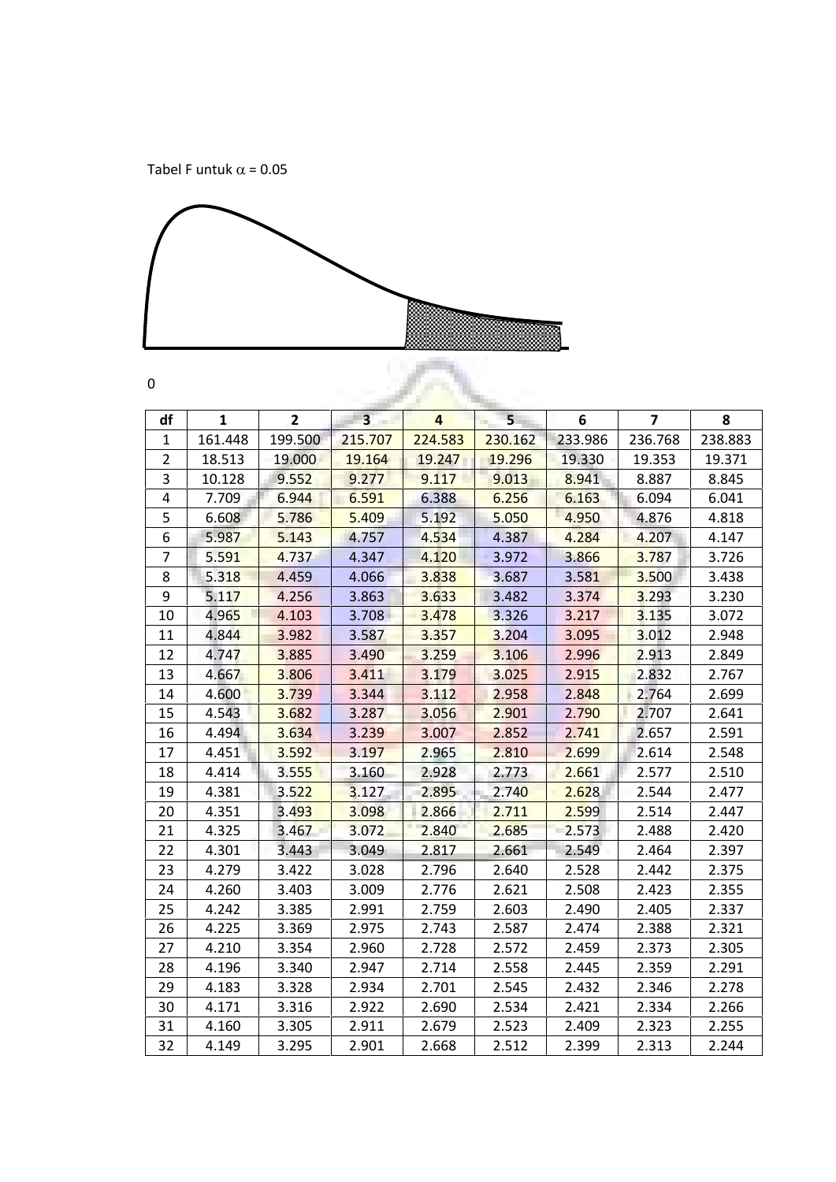Tabel F untuk $\alpha$ = 0.05

0

| df | 1 | 2 | 3 | 4 | 5 | 6 | 7 | 8 |
|---|---|---|---|---|---|---|---|---|
| 1 | 161.448 | 199.500 | 215.707 | 224.583 | 230.162 | 233.986 | 236.768 | 238.883 |
| 2 | 18.513 | 19.000 | 19.164 | 19.247 | 19.296 | 19.330 | 19.353 | 19.371 |
| 3 | 10.128 | 9.552 | 9.277 | 9.117 | 9.013 | 8.941 | 8.887 | 8.845 |
| 4 | 7.709 | 6.944 | 6.591 | 6.388 | 6.256 | 6.163 | 6.094 | 6.041 |
| 5 | 6.608 | 5.786 | 5.409 | 5.192 | 5.050 | 4.950 | 4.876 | 4.818 |
| 6 | 5.987 | 5.143 | 4.757 | 4.534 | 4.387 | 4.284 | 4.207 | 4.147 |
| 7 | 5.591 | 4.737 | 4.347 | 4.120 | 3.972 | 3.866 | 3.787 | 3.726 |
| 8 | 5.318 | 4.459 | 4.066 | 3.838 | 3.687 | 3.581 | 3.500 | 3.438 |
| 9 | 5.117 | 4.256 | 3.863 | 3.633 | 3.482 | 3.374 | 3.293 | 3.230 |
| 10 | 4.965 | 4.103 | 3.708 | 3.478 | 3.326 | 3.217 | 3.135 | 3.072 |
| 11 | 4.844 | 3.982 | 3.587 | 3.357 | 3.204 | 3.095 | 3.012 | 2.948 |
| 12 | 4.747 | 3.885 | 3.490 | 3.259 | 3.106 | 2.996 | 2.913 | 2.849 |
| 13 | 4.667 | 3.806 | 3.411 | 3.179 | 3.025 | 2.915 | 2.832 | 2.767 |
| 14 | 4.600 | 3.739 | 3.344 | 3.112 | 2.958 | 2.848 | 2.764 | 2.699 |
| 15 | 4.543 | 3.682 | 3.287 | 3.056 | 2.901 | 2.790 | 2.707 | 2.641 |
| 16 | 4.494 | 3.634 | 3.239 | 3.007 | 2.852 | 2.741 | 2.657 | 2.591 |
| 17 | 4.451 | 3.592 | 3.197 | 2.965 | 2.810 | 2.699 | 2.614 | 2.548 |
| 18 | 4.414 | 3.555 | 3.160 | 2.928 | 2.773 | 2.661 | 2.577 | 2.510 |
| 19 | 4.381 | 3.522 | 3.127 | 2.895 | 2.740 | 2.628 | 2.544 | 2.477 |
| 20 | 4.351 | 3.493 | 3.098 | 2.866 | 2.711 | 2.599 | 2.514 | 2.447 |
| 21 | 4.325 | 3.467 | 3.072 | 2.840 | 2.685 | 2.573 | 2.488 | 2.420 |
| 22 | 4.301 | 3.443 | 3.049 | 2.817 | 2.661 | 2.549 | 2.464 | 2.397 |
| 23 | 4.279 | 3.422 | 3.028 | 2.796 | 2.640 | 2.528 | 2.442 | 2.375 |
| 24 | 4.260 | 3.403 | 3.009 | 2.776 | 2.621 | 2.508 | 2.423 | 2.355 |
| 25 | 4.242 | 3.385 | 2.991 | 2.759 | 2.603 | 2.490 | 2.405 | 2.337 |
| 26 | 4.225 | 3.369 | 2.975 | 2.743 | 2.587 | 2.474 | 2.388 | 2.321 |
| 27 | 4.210 | 3.354 | 2.960 | 2.728 | 2.572 | 2.459 | 2.373 | 2.305 |
| 28 | 4.196 | 3.340 | 2.947 | 2.714 | 2.558 | 2.445 | 2.359 | 2.291 |
| 29 | 4.183 | 3.328 | 2.934 | 2.701 | 2.545 | 2.432 | 2.346 | 2.278 |
| 30 | 4.171 | 3.316 | 2.922 | 2.690 | 2.534 | 2.421 | 2.334 | 2.266 |
| 31 | 4.160 | 3.305 | 2.911 | 2.679 | 2.523 | 2.409 | 2.323 | 2.255 |
| 32 | 4.149 | 3.295 | 2.901 | 2.668 | 2.512 | 2.399 | 2.313 | 2.244 |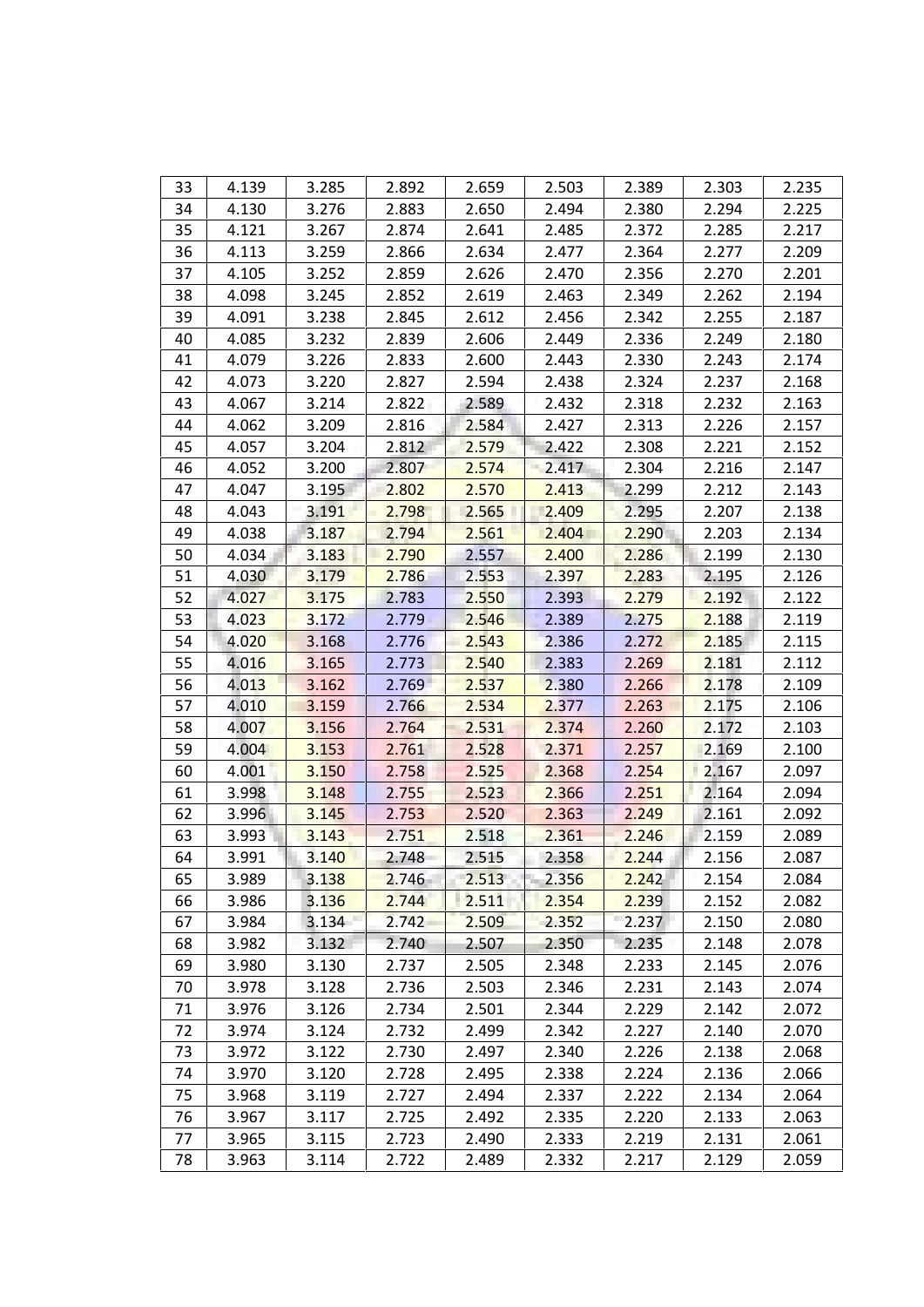| 33 | 4.139 | 3.285 | 2.892 | 2.659 | 2.503 | 2.389 | 2.303 | 2.235 |
|---|---|---|---|---|---|---|---|---|
| 34 | 4.130 | 3.276 | 2.883 | 2.650 | 2.494 | 2.380 | 2.294 | 2.225 |
| 35 | 4.121 | 3.267 | 2.874 | 2.641 | 2.485 | 2.372 | 2.285 | 2.217 |
| 36 | 4.113 | 3.259 | 2.866 | 2.634 | 2.477 | 2.364 | 2.277 | 2.209 |
| 37 | 4.105 | 3.252 | 2.859 | 2.626 | 2.470 | 2.356 | 2.270 | 2.201 |
| 38 | 4.098 | 3.245 | 2.852 | 2.619 | 2.463 | 2.349 | 2.262 | 2.194 |
| 39 | 4.091 | 3.238 | 2.845 | 2.612 | 2.456 | 2.342 | 2.255 | 2.187 |
| 40 | 4.085 | 3.232 | 2.839 | 2.606 | 2.449 | 2.336 | 2.249 | 2.180 |
| 41 | 4.079 | 3.226 | 2.833 | 2.600 | 2.443 | 2.330 | 2.243 | 2.174 |
| 42 | 4.073 | 3.220 | 2.827 | 2.594 | 2.438 | 2.324 | 2.237 | 2.168 |
| 43 | 4.067 | 3.214 | 2.822 | 2.589 | 2.432 | 2.318 | 2.232 | 2.163 |
| 44 | 4.062 | 3.209 | 2.816 | 2.584 | 2.427 | 2.313 | 2.226 | 2.157 |
| 45 | 4.057 | 3.204 | 2.812 | 2.579 | 2.422 | 2.308 | 2.221 | 2.152 |
| 46 | 4.052 | 3.200 | 2.807 | 2.574 | 2.417 | 2.304 | 2.216 | 2.147 |
| 47 | 4.047 | 3.195 | 2.802 | 2.570 | 2.413 | 2.299 | 2.212 | 2.143 |
| 48 | 4.043 | 3.191 | 2.798 | 2.565 | 2.409 | 2.295 | 2.207 | 2.138 |
| 49 | 4.038 | 3.187 | 2.794 | 2.561 | 2.404 | 2.290 | 2.203 | 2.134 |
| 50 | 4.034 | 3.183 | 2.790 | 2.557 | 2.400 | 2.286 | 2.199 | 2.130 |
| 51 | 4.030 | 3.179 | 2.786 | 2.553 | 2.397 | 2.283 | 2.195 | 2.126 |
| 52 | 4.027 | 3.175 | 2.783 | 2.550 | 2.393 | 2.279 | 2.192 | 2.122 |
| 53 | 4.023 | 3.172 | 2.779 | 2.546 | 2.389 | 2.275 | 2.188 | 2.119 |
| 54 | 4.020 | 3.168 | 2.776 | 2.543 | 2.386 | 2.272 | 2.185 | 2.115 |
| 55 | 4.016 | 3.165 | 2.773 | 2.540 | 2.383 | 2.269 | 2.181 | 2.112 |
| 56 | 4.013 | 3.162 | 2.769 | 2.537 | 2.380 | 2.266 | 2.178 | 2.109 |
| 57 | 4.010 | 3.159 | 2.766 | 2.534 | 2.377 | 2.263 | 2.175 | 2.106 |
| 58 | 4.007 | 3.156 | 2.764 | 2.531 | 2.374 | 2.260 | 2.172 | 2.103 |
| 59 | 4.004 | 3.153 | 2.761 | 2.528 | 2.371 | 2.257 | 2.169 | 2.100 |
| 60 | 4.001 | 3.150 | 2.758 | 2.525 | 2.368 | 2.254 | 2.167 | 2.097 |
| 61 | 3.998 | 3.148 | 2.755 | 2.523 | 2.366 | 2.251 | 2.164 | 2.094 |
| 62 | 3.996 | 3.145 | 2.753 | 2.520 | 2.363 | 2.249 | 2.161 | 2.092 |
| 63 | 3.993 | 3.143 | 2.751 | 2.518 | 2.361 | 2.246 | 2.159 | 2.089 |
| 64 | 3.991 | 3.140 | 2.748 | 2.515 | 2.358 | 2.244 | 2.156 | 2.087 |
| 65 | 3.989 | 3.138 | 2.746 | 2.513 | 2.356 | 2.242 | 2.154 | 2.084 |
| 66 | 3.986 | 3.136 | 2.744 | 2.511 | 2.354 | 2.239 | 2.152 | 2.082 |
| 67 | 3.984 | 3.134 | 2.742 | 2.509 | 2.352 | 2.237 | 2.150 | 2.080 |
| 68 | 3.982 | 3.132 | 2.740 | 2.507 | 2.350 | 2.235 | 2.148 | 2.078 |
| 69 | 3.980 | 3.130 | 2.737 | 2.505 | 2.348 | 2.233 | 2.145 | 2.076 |
| 70 | 3.978 | 3.128 | 2.736 | 2.503 | 2.346 | 2.231 | 2.143 | 2.074 |
| 71 | 3.976 | 3.126 | 2.734 | 2.501 | 2.344 | 2.229 | 2.142 | 2.072 |
| 72 | 3.974 | 3.124 | 2.732 | 2.499 | 2.342 | 2.227 | 2.140 | 2.070 |
| 73 | 3.972 | 3.122 | 2.730 | 2.497 | 2.340 | 2.226 | 2.138 | 2.068 |
| 74 | 3.970 | 3.120 | 2.728 | 2.495 | 2.338 | 2.224 | 2.136 | 2.066 |
| 75 | 3.968 | 3.119 | 2.727 | 2.494 | 2.337 | 2.222 | 2.134 | 2.064 |
| 76 | 3.967 | 3.117 | 2.725 | 2.492 | 2.335 | 2.220 | 2.133 | 2.063 |
| 77 | 3.965 | 3.115 | 2.723 | 2.490 | 2.333 | 2.219 | 2.131 | 2.061 |
| 78 | 3.963 | 3.114 | 2.722 | 2.489 | 2.332 | 2.217 | 2.129 | 2.059 |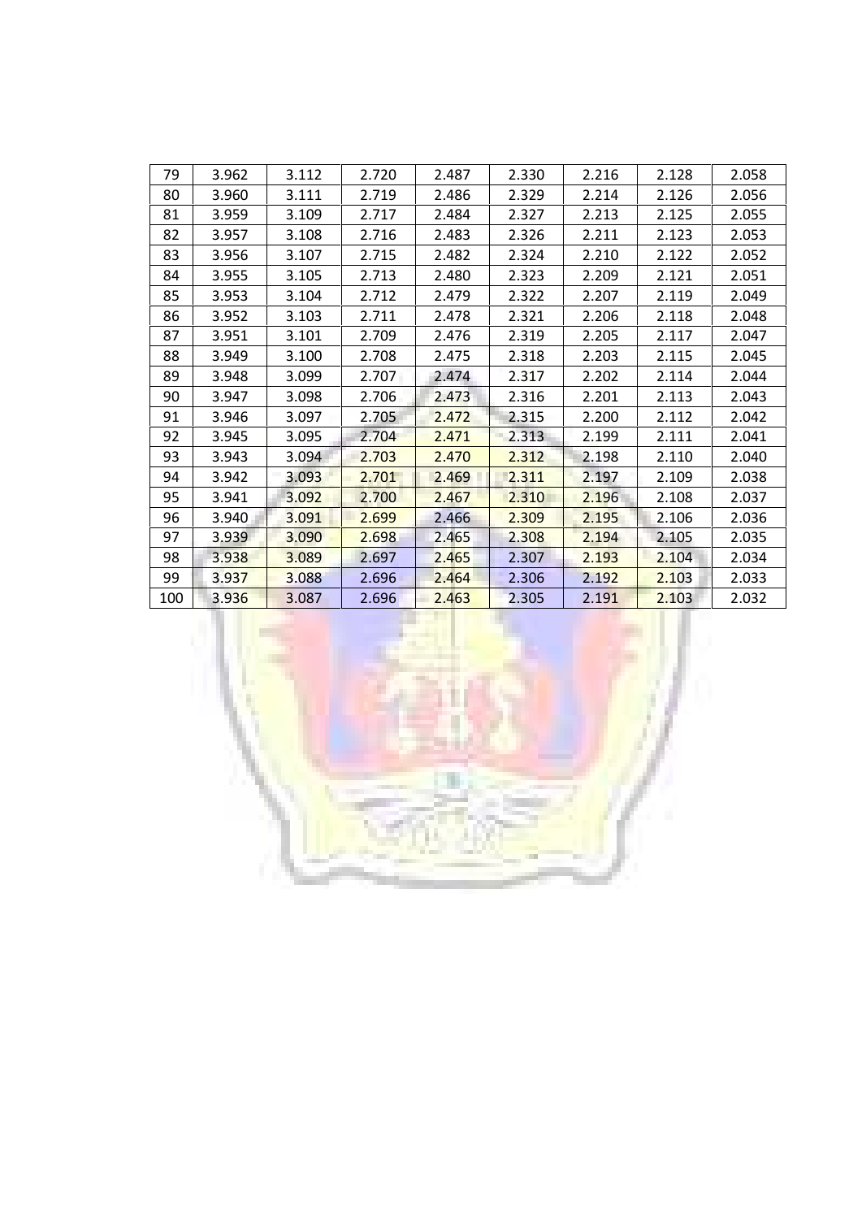| 79 | 3.962 | 3.112 | 2.720 | 2.487 | 2.330 | 2.216 | 2.128 | 2.058 |
|---|---|---|---|---|---|---|---|---|
| 80 | 3.960 | 3.111 | 2.719 | 2.486 | 2.329 | 2.214 | 2.126 | 2.056 |
| 81 | 3.959 | 3.109 | 2.717 | 2.484 | 2.327 | 2.213 | 2.125 | 2.055 |
| 82 | 3.957 | 3.108 | 2.716 | 2.483 | 2.326 | 2.211 | 2.123 | 2.053 |
| 83 | 3.956 | 3.107 | 2.715 | 2.482 | 2.324 | 2.210 | 2.122 | 2.052 |
| 84 | 3.955 | 3.105 | 2.713 | 2.480 | 2.323 | 2.209 | 2.121 | 2.051 |
| 85 | 3.953 | 3.104 | 2.712 | 2.479 | 2.322 | 2.207 | 2.119 | 2.049 |
| 86 | 3.952 | 3.103 | 2.711 | 2.478 | 2.321 | 2.206 | 2.118 | 2.048 |
| 87 | 3.951 | 3.101 | 2.709 | 2.476 | 2.319 | 2.205 | 2.117 | 2.047 |
| 88 | 3.949 | 3.100 | 2.708 | 2.475 | 2.318 | 2.203 | 2.115 | 2.045 |
| 89 | 3.948 | 3.099 | 2.707 | 2.474 | 2.317 | 2.202 | 2.114 | 2.044 |
| 90 | 3.947 | 3.098 | 2.706 | 2.473 | 2.316 | 2.201 | 2.113 | 2.043 |
| 91 | 3.946 | 3.097 | 2.705 | 2.472 | 2.315 | 2.200 | 2.112 | 2.042 |
| 92 | 3.945 | 3.095 | 2.704 | 2.471 | 2.313 | 2.199 | 2.111 | 2.041 |
| 93 | 3.943 | 3.094 | 2.703 | 2.470 | 2.312 | 2.198 | 2.110 | 2.040 |
| 94 | 3.942 | 3.093 | 2.701 | 2.469 | 2.311 | 2.197 | 2.109 | 2.038 |
| 95 | 3.941 | 3.092 | 2.700 | 2.467 | 2.310 | 2.196 | 2.108 | 2.037 |
| 96 | 3.940 | 3.091 | 2.699 | 2.466 | 2.309 | 2.195 | 2.106 | 2.036 |
| 97 | 3.939 | 3.090 | 2.698 | 2.465 | 2.308 | 2.194 | 2.105 | 2.035 |
| 98 | 3.938 | 3.089 | 2.697 | 2.465 | 2.307 | 2.193 | 2.104 | 2.034 |
| 99 | 3.937 | 3.088 | 2.696 | 2.464 | 2.306 | 2.192 | 2.103 | 2.033 |
| 100 | 3.936 | 3.087 | 2.696 | 2.463 | 2.305 | 2.191 | 2.103 | 2.032 |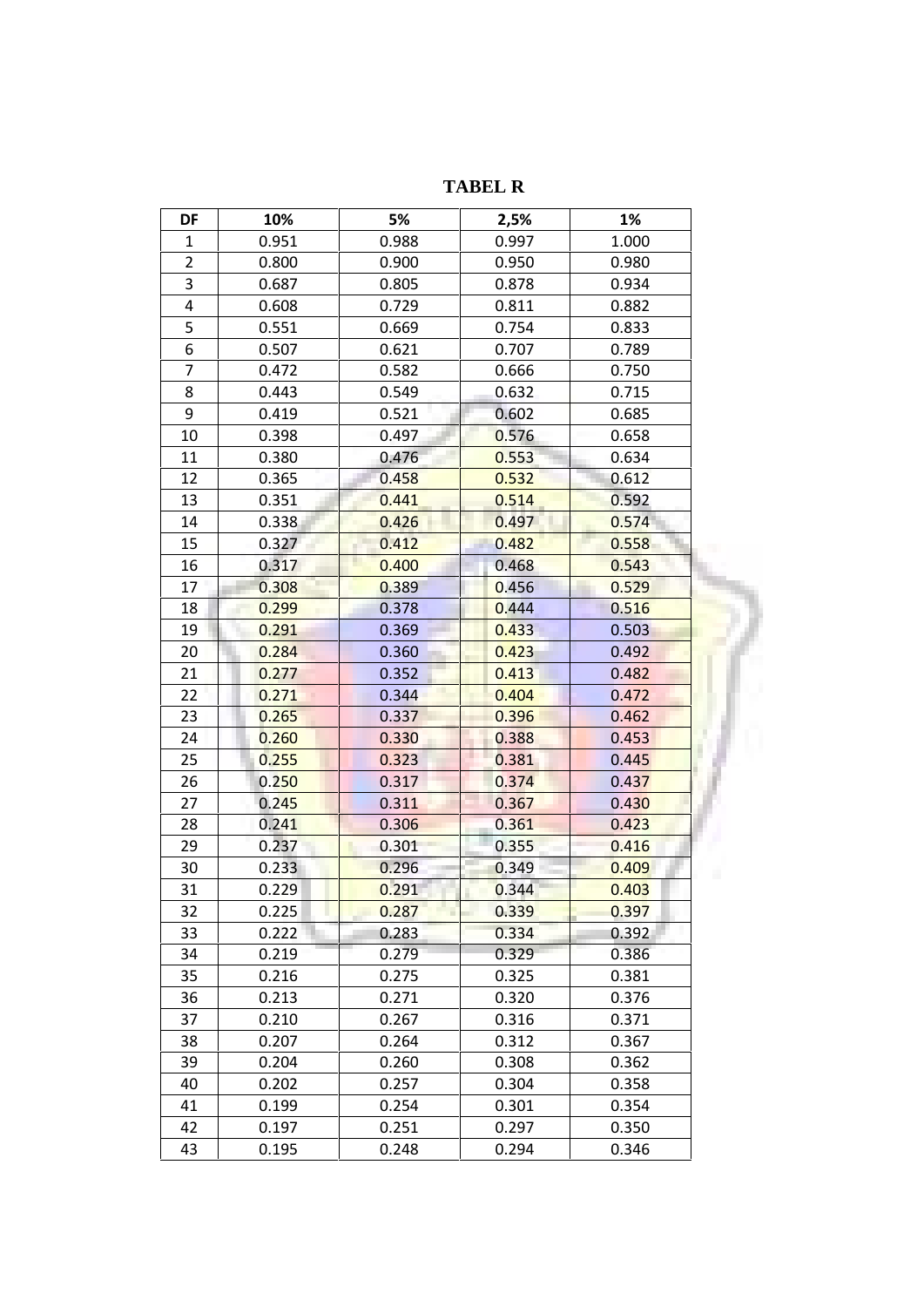# TABEL R

| DF | 10% | 5% | 2,5% | 1% |
|---|---|---|---|---|
| 1 | 0.951 | 0.988 | 0.997 | 1.000 |
| 2 | 0.800 | 0.900 | 0.950 | 0.980 |
| 3 | 0.687 | 0.805 | 0.878 | 0.934 |
| 4 | 0.608 | 0.729 | 0.811 | 0.882 |
| 5 | 0.551 | 0.669 | 0.754 | 0.833 |
| 6 | 0.507 | 0.621 | 0.707 | 0.789 |
| 7 | 0.472 | 0.582 | 0.666 | 0.750 |
| 8 | 0.443 | 0.549 | 0.632 | 0.715 |
| 9 | 0.419 | 0.521 | 0.602 | 0.685 |
| 10 | 0.398 | 0.497 | 0.576 | 0.658 |
| 11 | 0.380 | 0.476 | 0.553 | 0.634 |
| 12 | 0.365 | 0.458 | 0.532 | 0.612 |
| 13 | 0.351 | 0.441 | 0.514 | 0.592 |
| 14 | 0.338 | 0.426 | 0.497 | 0.574 |
| 15 | 0.327 | 0.412 | 0.482 | 0.558 |
| 16 | 0.317 | 0.400 | 0.468 | 0.543 |
| 17 | 0.308 | 0.389 | 0.456 | 0.529 |
| 18 | 0.299 | 0.378 | 0.444 | 0.516 |
| 19 | 0.291 | 0.369 | 0.433 | 0.503 |
| 20 | 0.284 | 0.360 | 0.423 | 0.492 |
| 21 | 0.277 | 0.352 | 0.413 | 0.482 |
| 22 | 0.271 | 0.344 | 0.404 | 0.472 |
| 23 | 0.265 | 0.337 | 0.396 | 0.462 |
| 24 | 0.260 | 0.330 | 0.388 | 0.453 |
| 25 | 0.255 | 0.323 | 0.381 | 0.445 |
| 26 | 0.250 | 0.317 | 0.374 | 0.437 |
| 27 | 0.245 | 0.311 | 0.367 | 0.430 |
| 28 | 0.241 | 0.306 | 0.361 | 0.423 |
| 29 | 0.237 | 0.301 | 0.355 | 0.416 |
| 30 | 0.233 | 0.296 | 0.349 | 0.409 |
| 31 | 0.229 | 0.291 | 0.344 | 0.403 |
| 32 | 0.225 | 0.287 | 0.339 | 0.397 |
| 33 | 0.222 | 0.283 | 0.334 | 0.392 |
| 34 | 0.219 | 0.279 | 0.329 | 0.386 |
| 35 | 0.216 | 0.275 | 0.325 | 0.381 |
| 36 | 0.213 | 0.271 | 0.320 | 0.376 |
| 37 | 0.210 | 0.267 | 0.316 | 0.371 |
| 38 | 0.207 | 0.264 | 0.312 | 0.367 |
| 39 | 0.204 | 0.260 | 0.308 | 0.362 |
| 40 | 0.202 | 0.257 | 0.304 | 0.358 |
| 41 | 0.199 | 0.254 | 0.301 | 0.354 |
| 42 | 0.197 | 0.251 | 0.297 | 0.350 |
| 43 | 0.195 | 0.248 | 0.294 | 0.346 |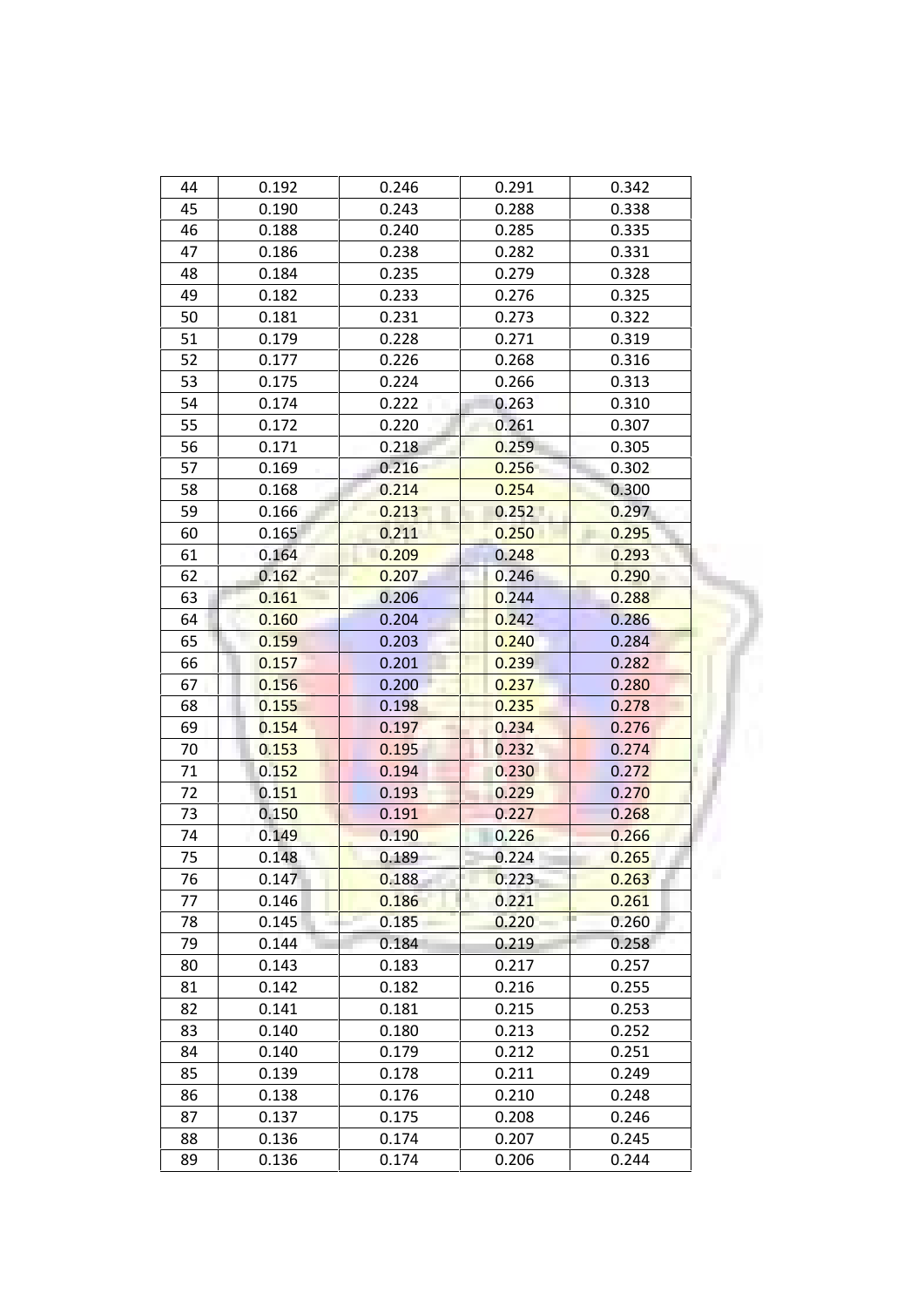| | | | | |
|---|---|---|---|---|
| 44 | 0.192 | 0.246 | 0.291 | 0.342 |
| 45 | 0.190 | 0.243 | 0.288 | 0.338 |
| 46 | 0.188 | 0.240 | 0.285 | 0.335 |
| 47 | 0.186 | 0.238 | 0.282 | 0.331 |
| 48 | 0.184 | 0.235 | 0.279 | 0.328 |
| 49 | 0.182 | 0.233 | 0.276 | 0.325 |
| 50 | 0.181 | 0.231 | 0.273 | 0.322 |
| 51 | 0.179 | 0.228 | 0.271 | 0.319 |
| 52 | 0.177 | 0.226 | 0.268 | 0.316 |
| 53 | 0.175 | 0.224 | 0.266 | 0.313 |
| 54 | 0.174 | 0.222 | 0.263 | 0.310 |
| 55 | 0.172 | 0.220 | 0.261 | 0.307 |
| 56 | 0.171 | 0.218 | 0.259 | 0.305 |
| 57 | 0.169 | 0.216 | 0.256 | 0.302 |
| 58 | 0.168 | 0.214 | 0.254 | 0.300 |
| 59 | 0.166 | 0.213 | 0.252 | 0.297 |
| 60 | 0.165 | 0.211 | 0.250 | 0.295 |
| 61 | 0.164 | 0.209 | 0.248 | 0.293 |
| 62 | 0.162 | 0.207 | 0.246 | 0.290 |
| 63 | 0.161 | 0.206 | 0.244 | 0.288 |
| 64 | 0.160 | 0.204 | 0.242 | 0.286 |
| 65 | 0.159 | 0.203 | 0.240 | 0.284 |
| 66 | 0.157 | 0.201 | 0.239 | 0.282 |
| 67 | 0.156 | 0.200 | 0.237 | 0.280 |
| 68 | 0.155 | 0.198 | 0.235 | 0.278 |
| 69 | 0.154 | 0.197 | 0.234 | 0.276 |
| 70 | 0.153 | 0.195 | 0.232 | 0.274 |
| 71 | 0.152 | 0.194 | 0.230 | 0.272 |
| 72 | 0.151 | 0.193 | 0.229 | 0.270 |
| 73 | 0.150 | 0.191 | 0.227 | 0.268 |
| 74 | 0.149 | 0.190 | 0.226 | 0.266 |
| 75 | 0.148 | 0.189 | 0.224 | 0.265 |
| 76 | 0.147 | 0.188 | 0.223 | 0.263 |
| 77 | 0.146 | 0.186 | 0.221 | 0.261 |
| 78 | 0.145 | 0.185 | 0.220 | 0.260 |
| 79 | 0.144 | 0.184 | 0.219 | 0.258 |
| 80 | 0.143 | 0.183 | 0.217 | 0.257 |
| 81 | 0.142 | 0.182 | 0.216 | 0.255 |
| 82 | 0.141 | 0.181 | 0.215 | 0.253 |
| 83 | 0.140 | 0.180 | 0.213 | 0.252 |
| 84 | 0.140 | 0.179 | 0.212 | 0.251 |
| 85 | 0.139 | 0.178 | 0.211 | 0.249 |
| 86 | 0.138 | 0.176 | 0.210 | 0.248 |
| 87 | 0.137 | 0.175 | 0.208 | 0.246 |
| 88 | 0.136 | 0.174 | 0.207 | 0.245 |
| 89 | 0.136 | 0.174 | 0.206 | 0.244 |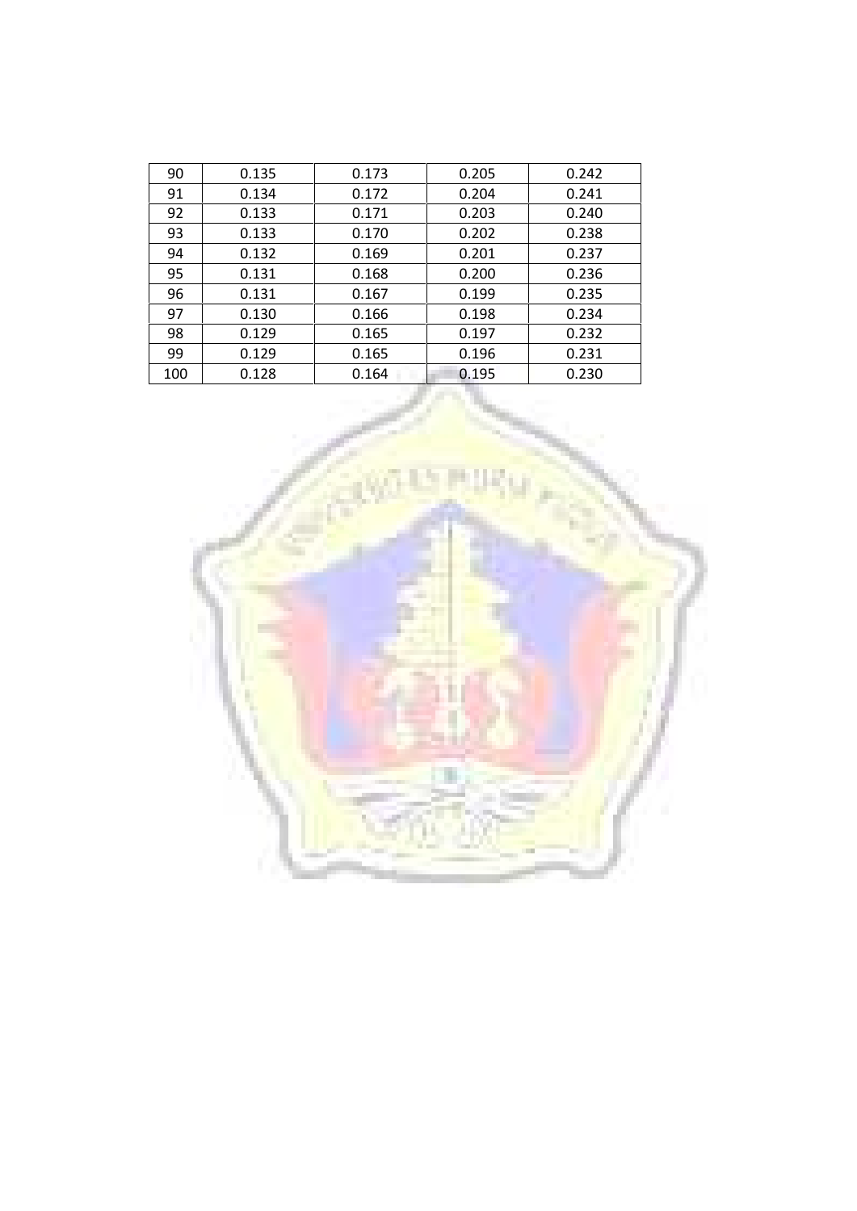| 90 | 0.135 | 0.173 | 0.205 | 0.242 |
|---|---|---|---|---|
| 91 | 0.134 | 0.172 | 0.204 | 0.241 |
| 92 | 0.133 | 0.171 | 0.203 | 0.240 |
| 93 | 0.133 | 0.170 | 0.202 | 0.238 |
| 94 | 0.132 | 0.169 | 0.201 | 0.237 |
| 95 | 0.131 | 0.168 | 0.200 | 0.236 |
| 96 | 0.131 | 0.167 | 0.199 | 0.235 |
| 97 | 0.130 | 0.166 | 0.198 | 0.234 |
| 98 | 0.129 | 0.165 | 0.197 | 0.232 |
| 99 | 0.129 | 0.165 | 0.196 | 0.231 |
| 100 | 0.128 | 0.164 | 0.195 | 0.230 |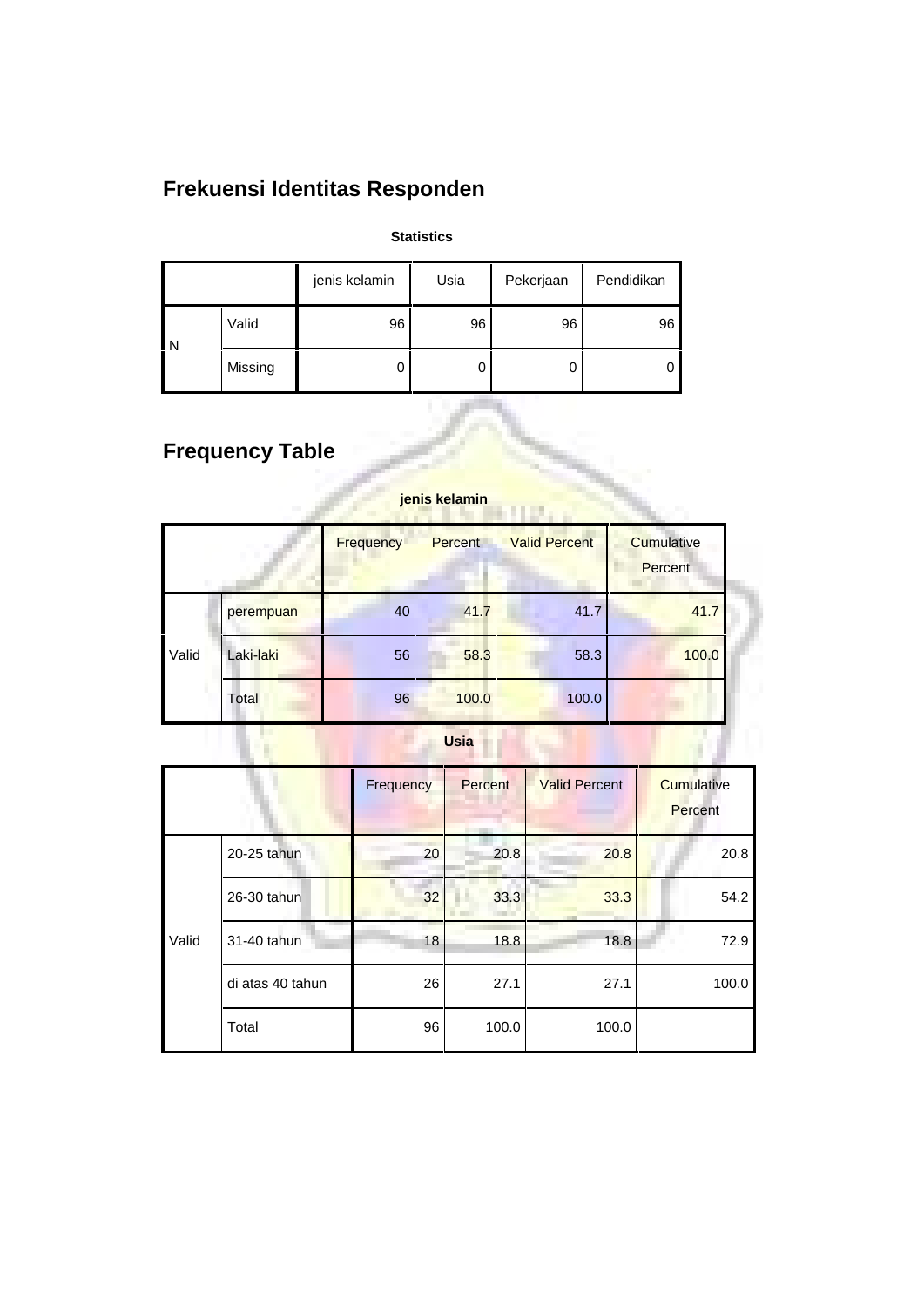## Frekuensi Identitas Responden

**Statistics**

| | | jenis kelamin | Usia | Pekerjaan | Pendidikan |
|---|---|---|---|---|---|
| N | Valid | 96 | 96 | 96 | 96 |
| | Missing | 0 | 0 | 0 | 0 |

## Frequency Table

**jenis kelamin**

| | | Frequency | Percent | Valid Percent | Cumulative Percent |
|---|---|---|---|---|---|
| Valid | perempuan | 40 | 41.7 | 41.7 | 41.7 |
| | Laki-laki | 56 | 58.3 | 58.3 | 100.0 |
| | Total | 96 | 100.0 | 100.0 | |

**Usia**

| | | Frequency | Percent | Valid Percent | Cumulative Percent |
|---|---|---|---|---|---|
| Valid | 20-25 tahun | 20 | 20.8 | 20.8 | 20.8 |
| | 26-30 tahun | 32 | 33.3 | 33.3 | 54.2 |
| | 31-40 tahun | 18 | 18.8 | 18.8 | 72.9 |
| | di atas 40 tahun | 26 | 27.1 | 27.1 | 100.0 |
| | Total | 96 | 100.0 | 100.0 | |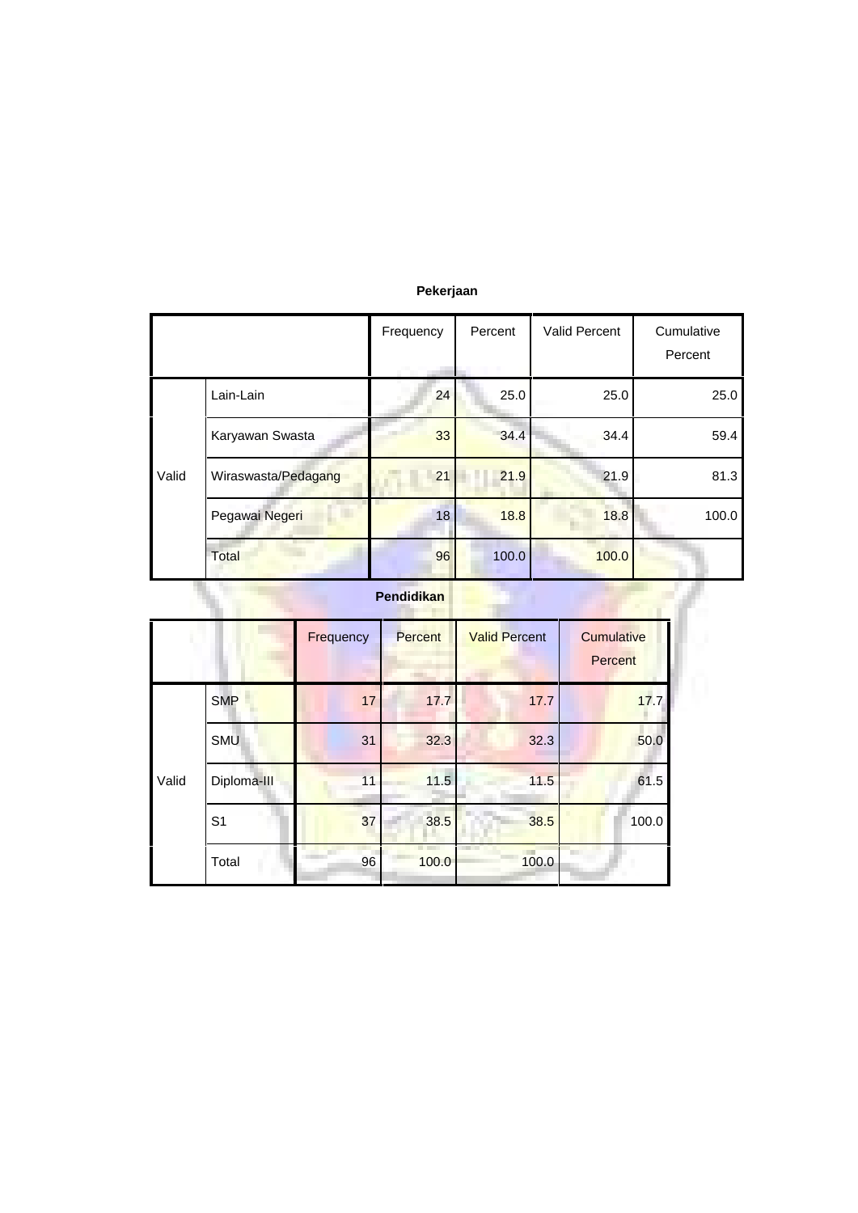**Pekerjaan**

| | | Frequency | Percent | Valid Percent | Cumulative Percent |
|---|---|---|---|---|---|
| Valid | Lain-Lain | 24 | 25.0 | 25.0 | 25.0 |
| | Karyawan Swasta | 33 | 34.4 | 34.4 | 59.4 |
| | Wiraswasta/Pedagang | 21 | 21.9 | 21.9 | 81.3 |
| | Pegawai Negeri | 18 | 18.8 | 18.8 | 100.0 |
| | Total | 96 | 100.0 | 100.0 | |

**Pendidikan**

| | | Frequency | Percent | Valid Percent | Cumulative Percent |
|---|---|---|---|---|---|
| Valid | SMP | 17 | 17.7 | 17.7 | 17.7 |
| | SMU | 31 | 32.3 | 32.3 | 50.0 |
| | Diploma-III | 11 | 11.5 | 11.5 | 61.5 |
| | S1 | 37 | 38.5 | 38.5 | 100.0 |
| | Total | 96 | 100.0 | 100.0 | |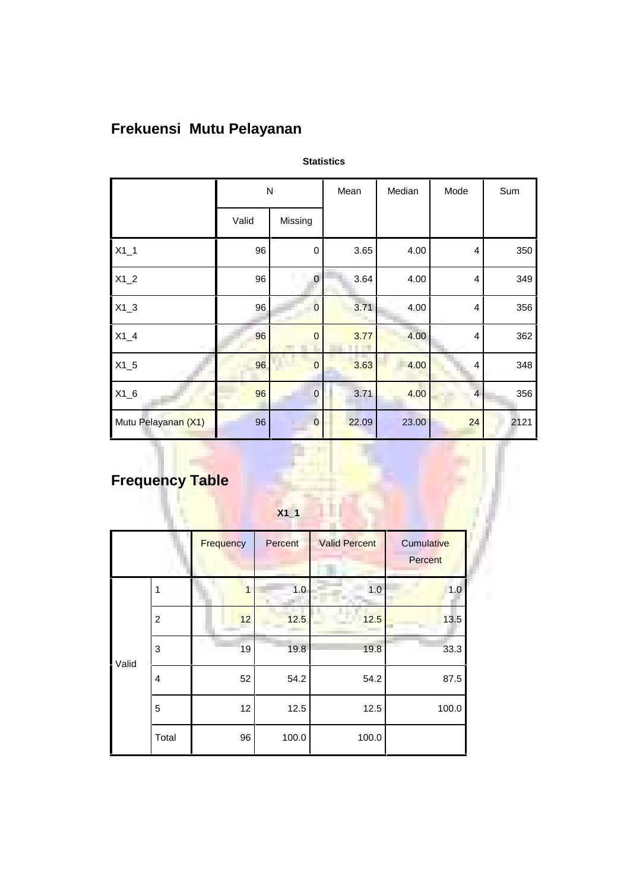# Frekuensi Mutu Pelayanan

**Statistics**

| | N | | Mean | Median | Mode | Sum |
|---|---|---|---|---|---|---|
| | Valid | Missing | | | | |
| X1_1 | 96 | 0 | 3.65 | 4.00 | 4 | 350 |
| X1_2 | 96 | 0 | 3.64 | 4.00 | 4 | 349 |
| X1_3 | 96 | 0 | 3.71 | 4.00 | 4 | 356 |
| X1_4 | 96 | 0 | 3.77 | 4.00 | 4 | 362 |
| X1_5 | 96 | 0 | 3.63 | 4.00 | 4 | 348 |
| X1_6 | 96 | 0 | 3.71 | 4.00 | 4 | 356 |
| Mutu Pelayanan (X1) | 96 | 0 | 22.09 | 23.00 | 24 | 2121 |

# Frequency Table

**X1_1**

| | | Frequency | Percent | Valid Percent | Cumulative Percent |
|---|---|---|---|---|---|
| Valid | 1 | 1 | 1.0 | 1.0 | 1.0 |
| | 2 | 12 | 12.5 | 12.5 | 13.5 |
| | 3 | 19 | 19.8 | 19.8 | 33.3 |
| | 4 | 52 | 54.2 | 54.2 | 87.5 |
| | 5 | 12 | 12.5 | 12.5 | 100.0 |
| | Total | 96 | 100.0 | 100.0 | |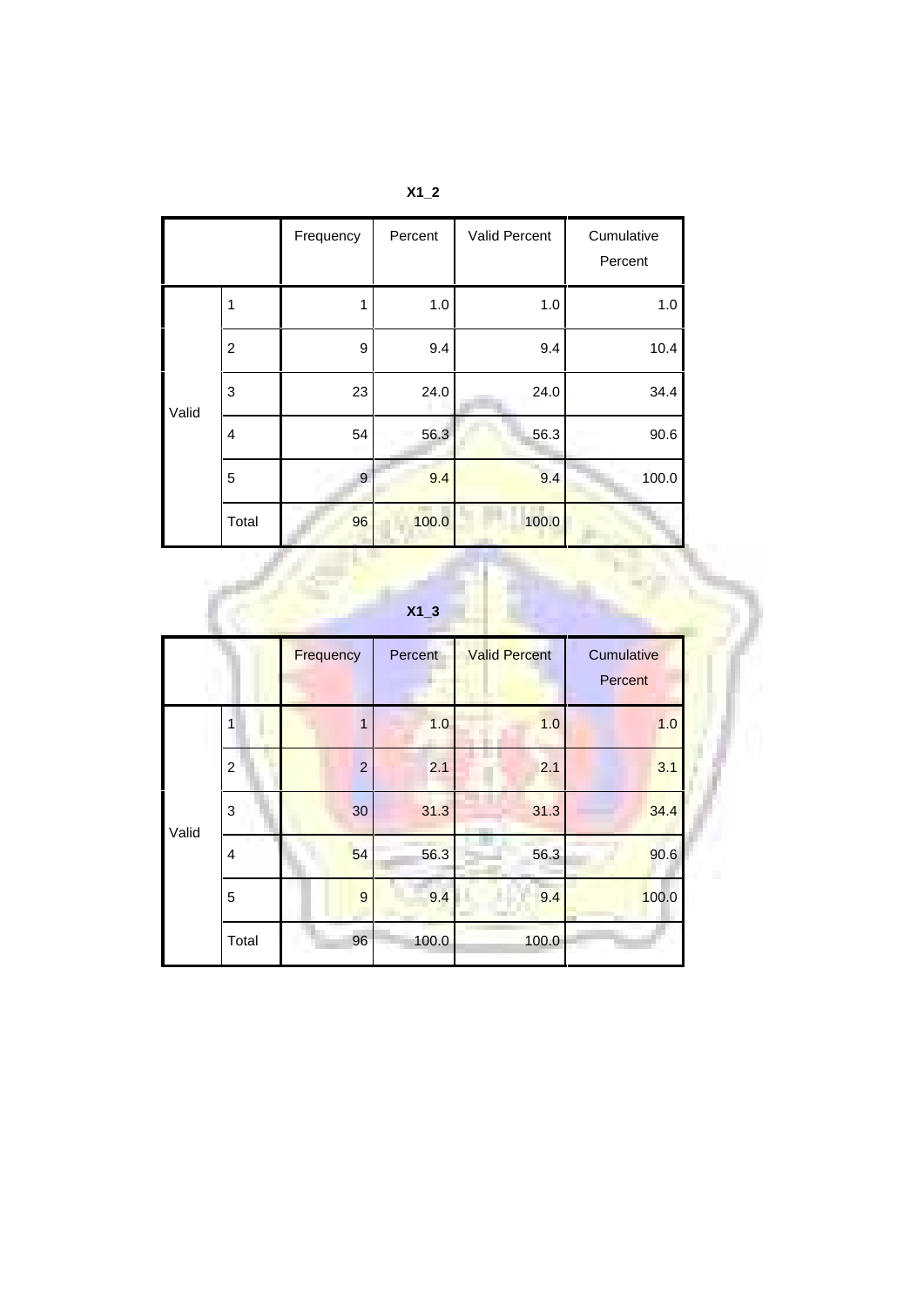**X1_2**

| | | Frequency | Percent | Valid Percent | Cumulative Percent |
|---|---|---|---|---|---|
| Valid | 1 | 1 | 1.0 | 1.0 | 1.0 |
| | 2 | 9 | 9.4 | 9.4 | 10.4 |
| | 3 | 23 | 24.0 | 24.0 | 34.4 |
| | 4 | 54 | 56.3 | 56.3 | 90.6 |
| | 5 | 9 | 9.4 | 9.4 | 100.0 |
| | Total | 96 | 100.0 | 100.0 | |

**X1_3**

| | | Frequency | Percent | Valid Percent | Cumulative Percent |
|---|---|---|---|---|---|
| Valid | 1 | 1 | 1.0 | 1.0 | 1.0 |
| | 2 | 2 | 2.1 | 2.1 | 3.1 |
| | 3 | 30 | 31.3 | 31.3 | 34.4 |
| | 4 | 54 | 56.3 | 56.3 | 90.6 |
| | 5 | 9 | 9.4 | 9.4 | 100.0 |
| | Total | 96 | 100.0 | 100.0 | |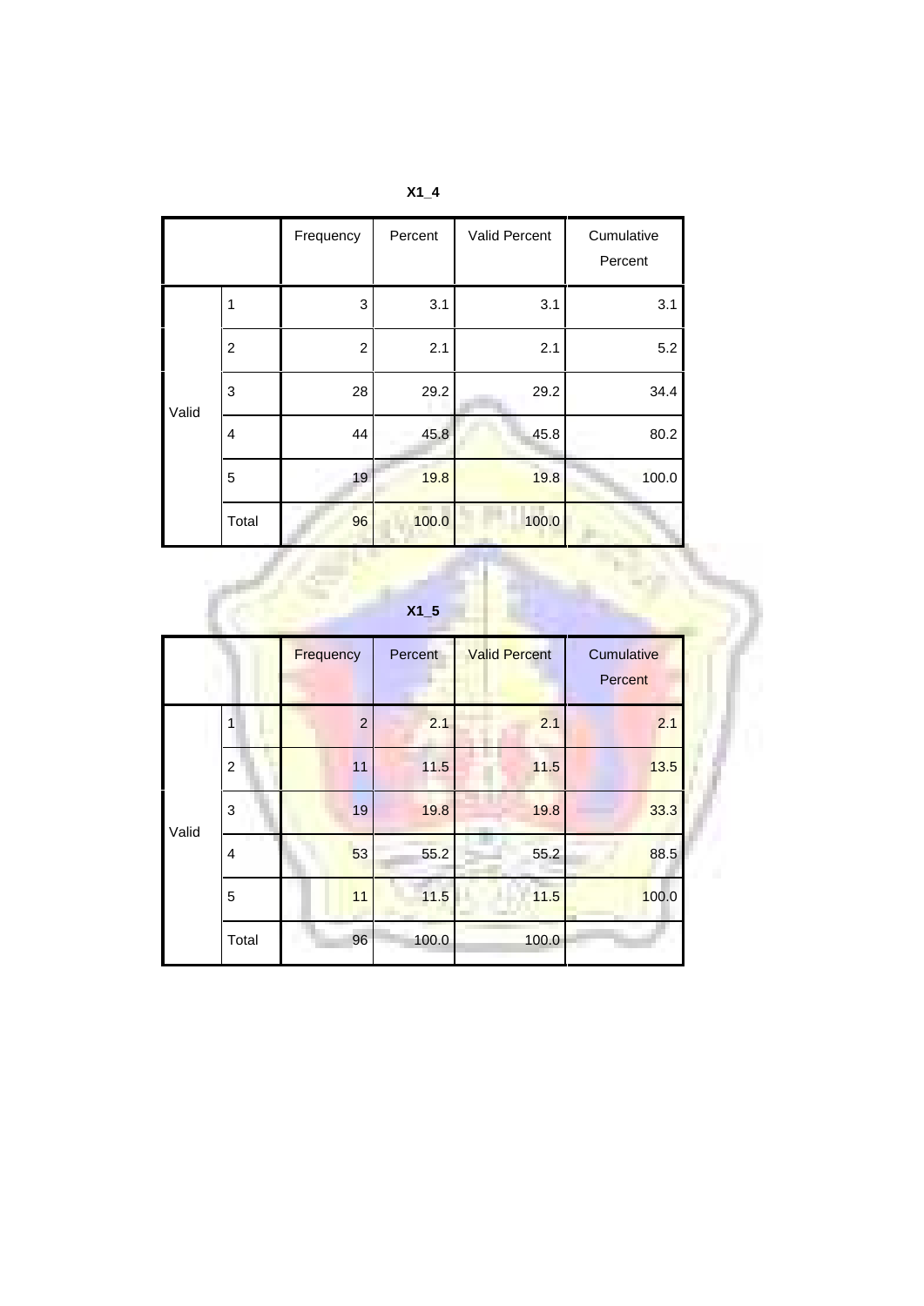**X1_4**

| | | Frequency | Percent | Valid Percent | Cumulative Percent |
|---|---|---|---|---|---|
| Valid | 1 | 3 | 3.1 | 3.1 | 3.1 |
| | 2 | 2 | 2.1 | 2.1 | 5.2 |
| | 3 | 28 | 29.2 | 29.2 | 34.4 |
| | 4 | 44 | 45.8 | 45.8 | 80.2 |
| | 5 | 19 | 19.8 | 19.8 | 100.0 |
| | Total | 96 | 100.0 | 100.0 | |

**X1_5**

| | | Frequency | Percent | Valid Percent | Cumulative Percent |
|---|---|---|---|---|---|
| Valid | 1 | 2 | 2.1 | 2.1 | 2.1 |
| | 2 | 11 | 11.5 | 11.5 | 13.5 |
| | 3 | 19 | 19.8 | 19.8 | 33.3 |
| | 4 | 53 | 55.2 | 55.2 | 88.5 |
| | 5 | 11 | 11.5 | 11.5 | 100.0 |
| | Total | 96 | 100.0 | 100.0 | |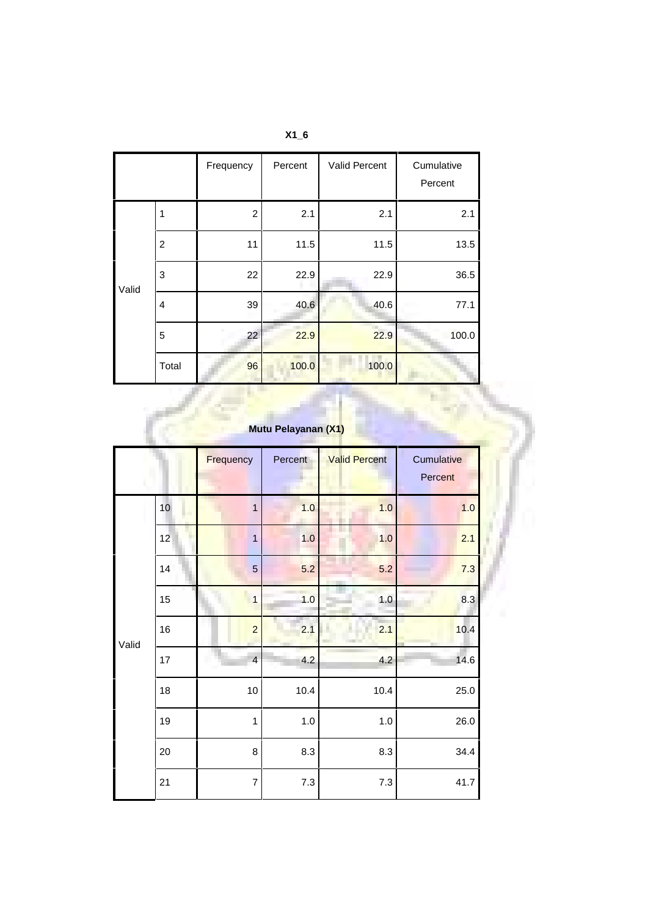**X1_6**

| | | Frequency | Percent | Valid Percent | Cumulative Percent |
|---|---|---|---|---|---|
| Valid | 1 | 2 | 2.1 | 2.1 | 2.1 |
| | 2 | 11 | 11.5 | 11.5 | 13.5 |
| | 3 | 22 | 22.9 | 22.9 | 36.5 |
| | 4 | 39 | 40.6 | 40.6 | 77.1 |
| | 5 | 22 | 22.9 | 22.9 | 100.0 |
| | Total | 96 | 100.0 | 100.0 | |

**Mutu Pelayanan (X1)**

| | | Frequency | Percent | Valid Percent | Cumulative Percent |
|---|---|---|---|---|---|
| Valid | 10 | 1 | 1.0 | 1.0 | 1.0 |
| | 12 | 1 | 1.0 | 1.0 | 2.1 |
| | 14 | 5 | 5.2 | 5.2 | 7.3 |
| | 15 | 1 | 1.0 | 1.0 | 8.3 |
| | 16 | 2 | 2.1 | 2.1 | 10.4 |
| | 17 | 4 | 4.2 | 4.2 | 14.6 |
| | 18 | 10 | 10.4 | 10.4 | 25.0 |
| | 19 | 1 | 1.0 | 1.0 | 26.0 |
| | 20 | 8 | 8.3 | 8.3 | 34.4 |
| | 21 | 7 | 7.3 | 7.3 | 41.7 |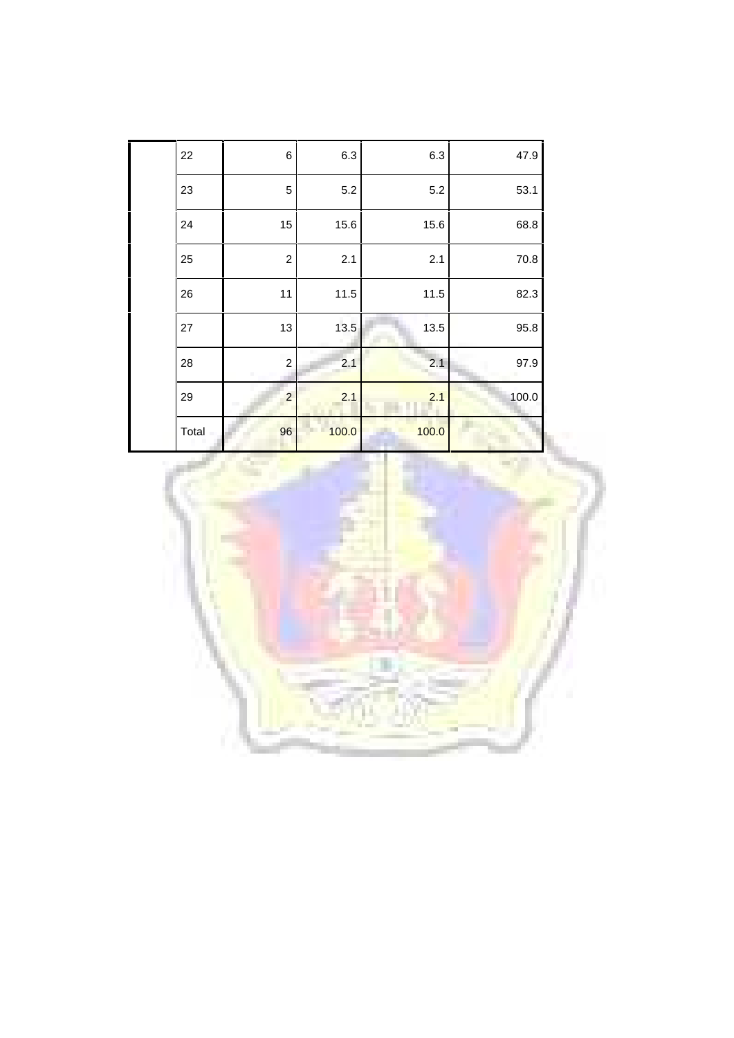|  |  |  |  |  |  |
|---|---|---|---|---|---|
|  | 22 | 6 | 6.3 | 6.3 | 47.9 |
|  | 23 | 5 | 5.2 | 5.2 | 53.1 |
|  | 24 | 15 | 15.6 | 15.6 | 68.8 |
|  | 25 | 2 | 2.1 | 2.1 | 70.8 |
|  | 26 | 11 | 11.5 | 11.5 | 82.3 |
|  | 27 | 13 | 13.5 | 13.5 | 95.8 |
|  | 28 | 2 | 2.1 | 2.1 | 97.9 |
|  | 29 | 2 | 2.1 | 2.1 | 100.0 |
|  | Total | 96 | 100.0 | 100.0 |  |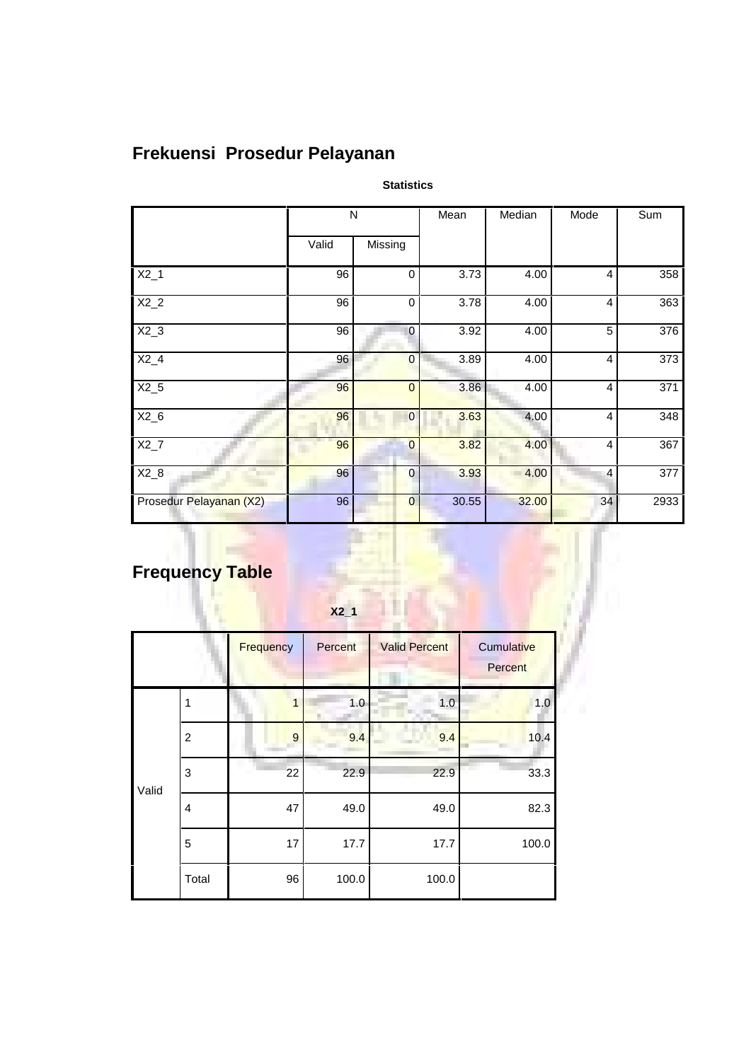## Frekuensi Prosedur Pelayanan

**Statistics**

| | N | | Mean | Median | Mode | Sum |
|---|---|---|---|---|---|---|
| | Valid | Missing | | | | |
| X2_1 | 96 | 0 | 3.73 | 4.00 | 4 | 358 |
| X2_2 | 96 | 0 | 3.78 | 4.00 | 4 | 363 |
| X2_3 | 96 | 0 | 3.92 | 4.00 | 5 | 376 |
| X2_4 | 96 | 0 | 3.89 | 4.00 | 4 | 373 |
| X2_5 | 96 | 0 | 3.86 | 4.00 | 4 | 371 |
| X2_6 | 96 | 0 | 3.63 | 4.00 | 4 | 348 |
| X2_7 | 96 | 0 | 3.82 | 4.00 | 4 | 367 |
| X2_8 | 96 | 0 | 3.93 | 4.00 | 4 | 377 |
| Prosedur Pelayanan (X2) | 96 | 0 | 30.55 | 32.00 | 34 | 2933 |

## Frequency Table

**X2_1**

| | | Frequency | Percent | Valid Percent | Cumulative Percent |
|---|---|---|---|---|---|
| Valid | 1 | 1 | 1.0 | 1.0 | 1.0 |
| | 2 | 9 | 9.4 | 9.4 | 10.4 |
| | 3 | 22 | 22.9 | 22.9 | 33.3 |
| | 4 | 47 | 49.0 | 49.0 | 82.3 |
| | 5 | 17 | 17.7 | 17.7 | 100.0 |
| | Total | 96 | 100.0 | 100.0 | |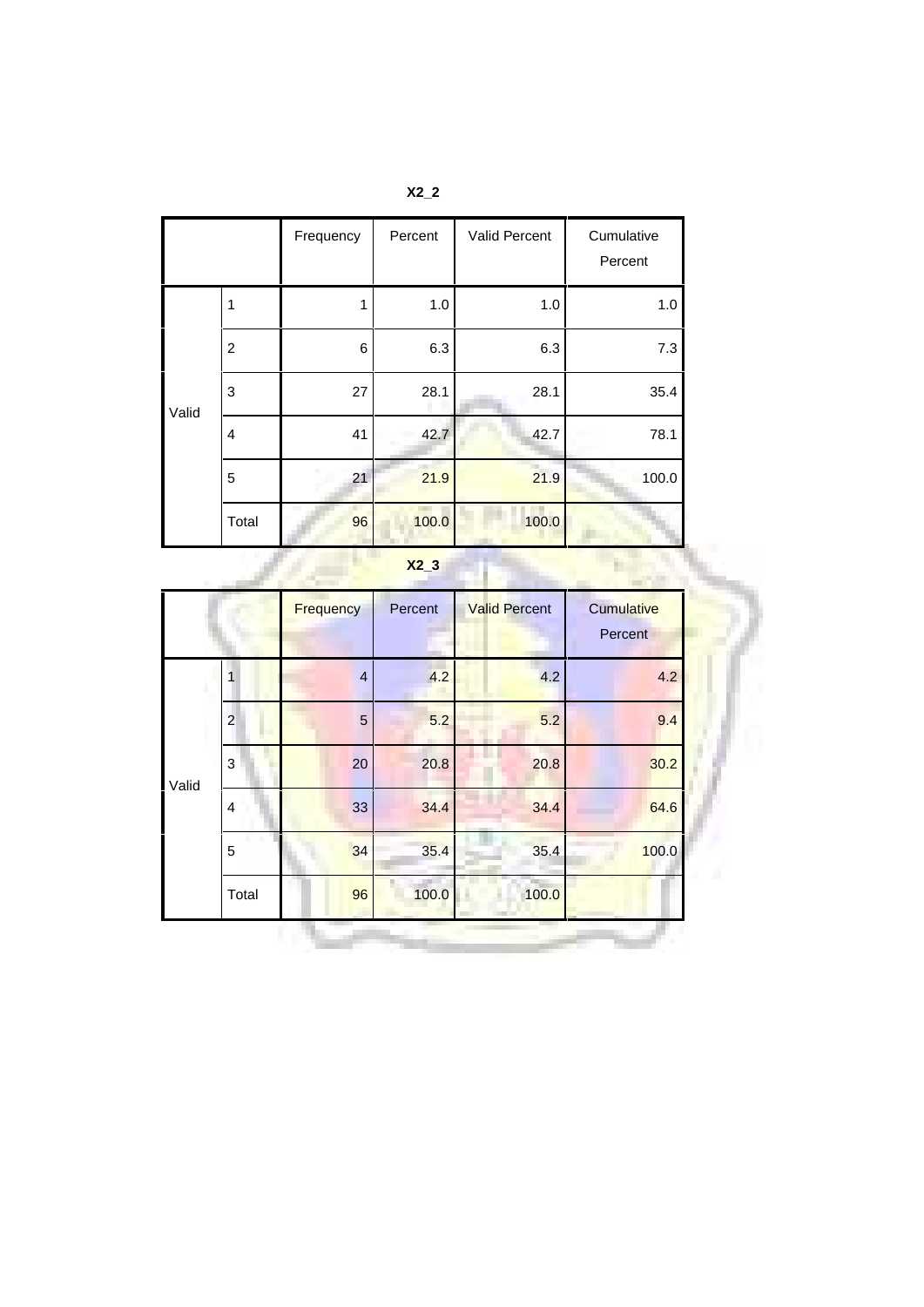**X2_2**

| | | Frequency | Percent | Valid Percent | Cumulative Percent |
|---|---|---|---|---|---|
| Valid | 1 | 1 | 1.0 | 1.0 | 1.0 |
| | 2 | 6 | 6.3 | 6.3 | 7.3 |
| | 3 | 27 | 28.1 | 28.1 | 35.4 |
| | 4 | 41 | 42.7 | 42.7 | 78.1 |
| | 5 | 21 | 21.9 | 21.9 | 100.0 |
| | Total | 96 | 100.0 | 100.0 | |

**X2_3**

| | | Frequency | Percent | Valid Percent | Cumulative Percent |
|---|---|---|---|---|---|
| Valid | 1 | 4 | 4.2 | 4.2 | 4.2 |
| | 2 | 5 | 5.2 | 5.2 | 9.4 |
| | 3 | 20 | 20.8 | 20.8 | 30.2 |
| | 4 | 33 | 34.4 | 34.4 | 64.6 |
| | 5 | 34 | 35.4 | 35.4 | 100.0 |
| | Total | 96 | 100.0 | 100.0 | |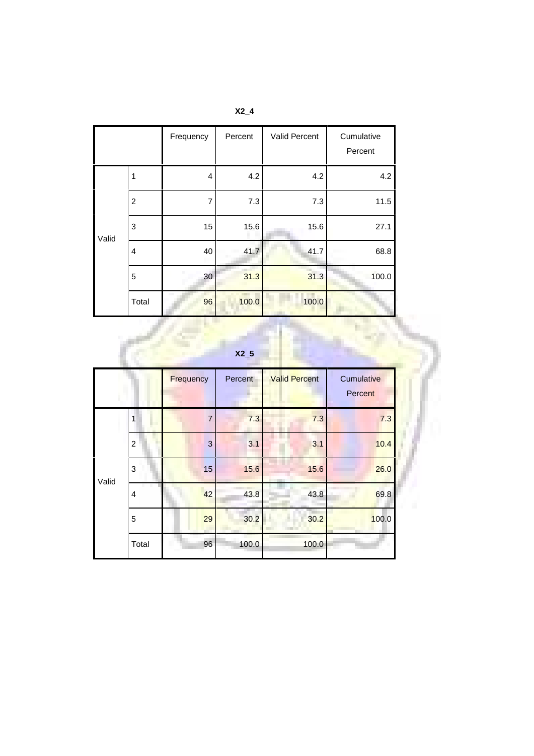**X2_4**

| | | Frequency | Percent | Valid Percent | Cumulative Percent |
|---|---|---|---|---|---|
| Valid | 1 | 4 | 4.2 | 4.2 | 4.2 |
| | 2 | 7 | 7.3 | 7.3 | 11.5 |
| | 3 | 15 | 15.6 | 15.6 | 27.1 |
| | 4 | 40 | 41.7 | 41.7 | 68.8 |
| | 5 | 30 | 31.3 | 31.3 | 100.0 |
| | Total | 96 | 100.0 | 100.0 | |

**X2_5**

| | | Frequency | Percent | Valid Percent | Cumulative Percent |
|---|---|---|---|---|---|
| Valid | 1 | 7 | 7.3 | 7.3 | 7.3 |
| | 2 | 3 | 3.1 | 3.1 | 10.4 |
| | 3 | 15 | 15.6 | 15.6 | 26.0 |
| | 4 | 42 | 43.8 | 43.8 | 69.8 |
| | 5 | 29 | 30.2 | 30.2 | 100.0 |
| | Total | 96 | 100.0 | 100.0 | |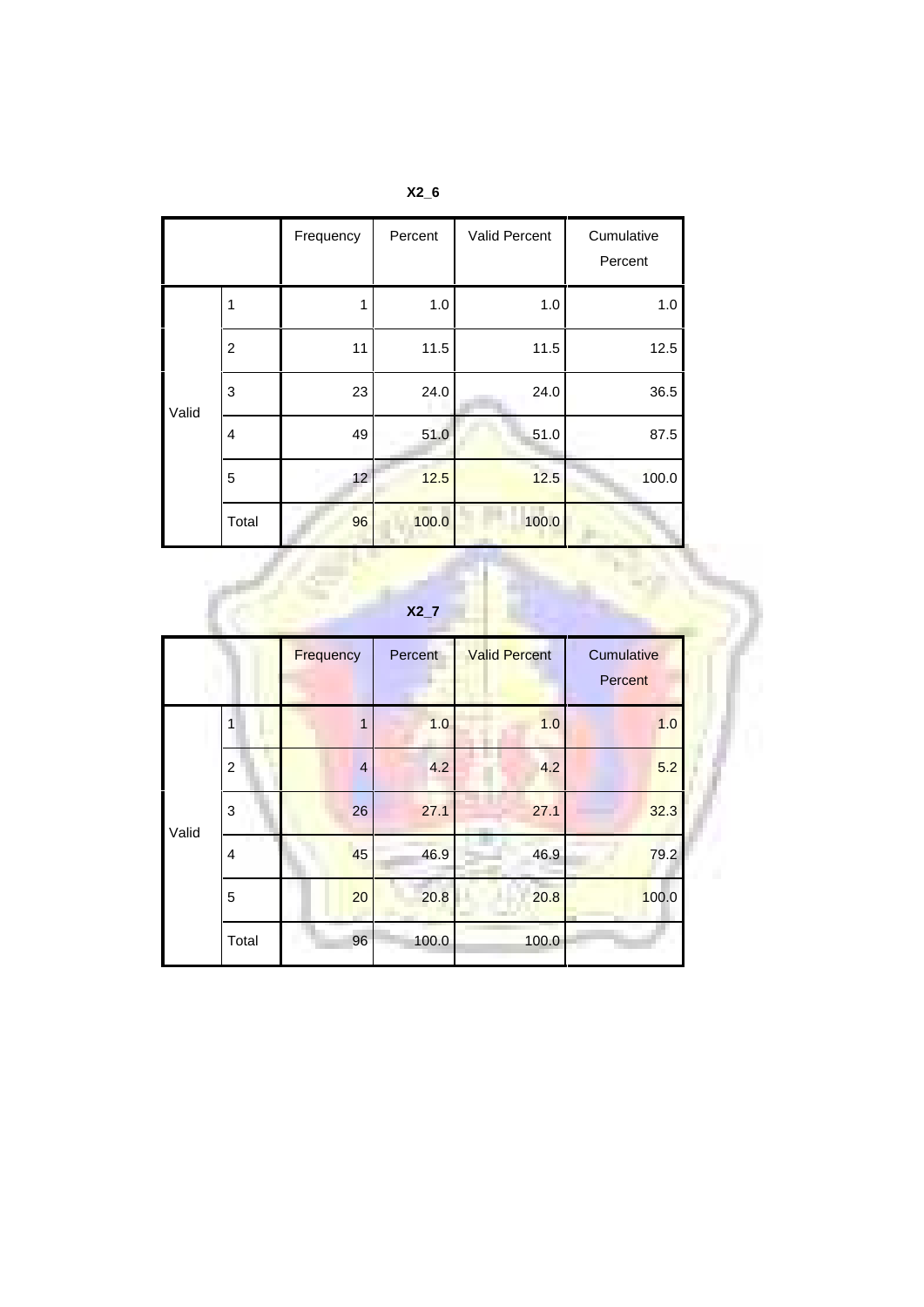**X2_6**

| | | Frequency | Percent | Valid Percent | Cumulative Percent |
|---|---|---|---|---|---|
| Valid | 1 | 1 | 1.0 | 1.0 | 1.0 |
| | 2 | 11 | 11.5 | 11.5 | 12.5 |
| | 3 | 23 | 24.0 | 24.0 | 36.5 |
| | 4 | 49 | 51.0 | 51.0 | 87.5 |
| | 5 | 12 | 12.5 | 12.5 | 100.0 |
| | Total | 96 | 100.0 | 100.0 | |

**X2_7**

| | | Frequency | Percent | Valid Percent | Cumulative Percent |
|---|---|---|---|---|---|
| Valid | 1 | 1 | 1.0 | 1.0 | 1.0 |
| | 2 | 4 | 4.2 | 4.2 | 5.2 |
| | 3 | 26 | 27.1 | 27.1 | 32.3 |
| | 4 | 45 | 46.9 | 46.9 | 79.2 |
| | 5 | 20 | 20.8 | 20.8 | 100.0 |
| | Total | 96 | 100.0 | 100.0 | |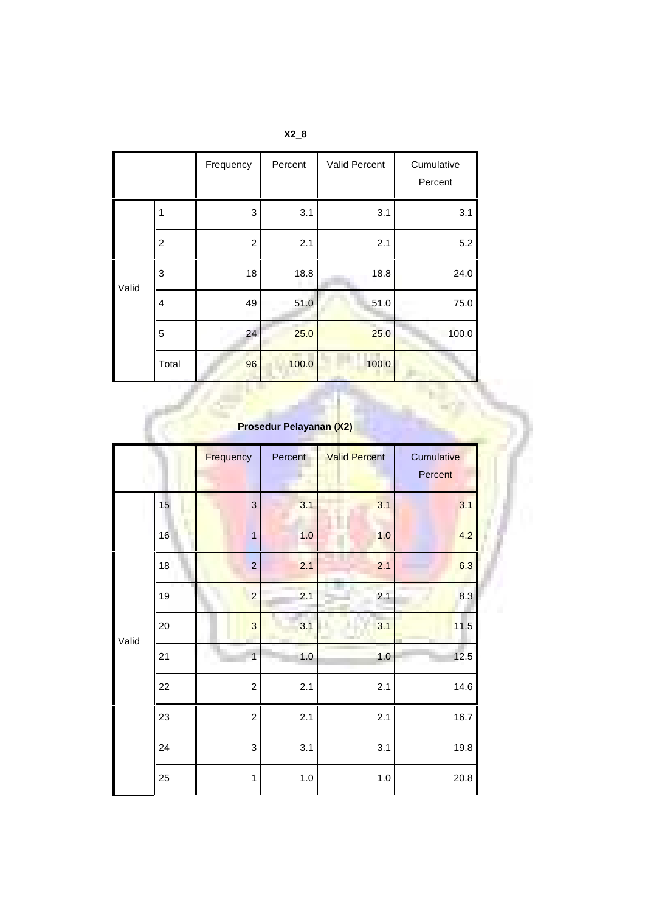**X2_8**

| | | Frequency | Percent | Valid Percent | Cumulative Percent |
|---|---|---|---|---|---|
| Valid | 1 | 3 | 3.1 | 3.1 | 3.1 |
| | 2 | 2 | 2.1 | 2.1 | 5.2 |
| | 3 | 18 | 18.8 | 18.8 | 24.0 |
| | 4 | 49 | 51.0 | 51.0 | 75.0 |
| | 5 | 24 | 25.0 | 25.0 | 100.0 |
| | Total | 96 | 100.0 | 100.0 | |

**Prosedur Pelayanan (X2)**

| | | Frequency | Percent | Valid Percent | Cumulative Percent |
|---|---|---|---|---|---|
| Valid | 15 | 3 | 3.1 | 3.1 | 3.1 |
| | 16 | 1 | 1.0 | 1.0 | 4.2 |
| | 18 | 2 | 2.1 | 2.1 | 6.3 |
| | 19 | 2 | 2.1 | 2.1 | 8.3 |
| | 20 | 3 | 3.1 | 3.1 | 11.5 |
| | 21 | 1 | 1.0 | 1.0 | 12.5 |
| | 22 | 2 | 2.1 | 2.1 | 14.6 |
| | 23 | 2 | 2.1 | 2.1 | 16.7 |
| | 24 | 3 | 3.1 | 3.1 | 19.8 |
| | 25 | 1 | 1.0 | 1.0 | 20.8 |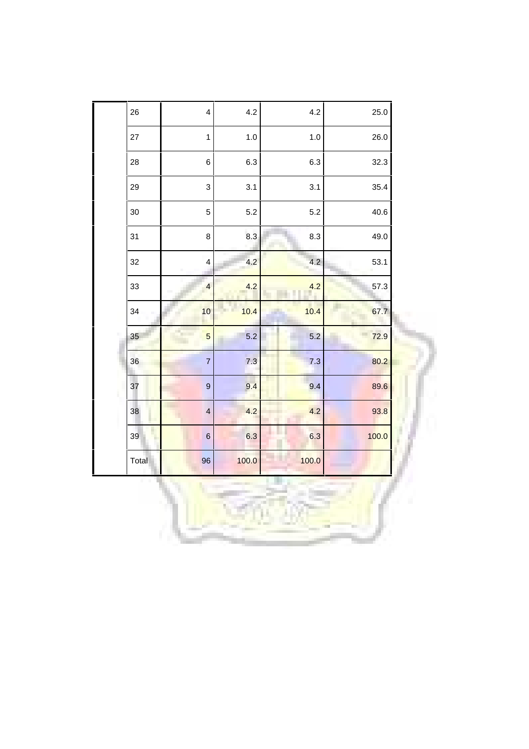| | | | | | |
|---|---|---|---|---|---|
| | 26 | 4 | 4.2 | 4.2 | 25.0 |
| | 27 | 1 | 1.0 | 1.0 | 26.0 |
| | 28 | 6 | 6.3 | 6.3 | 32.3 |
| | 29 | 3 | 3.1 | 3.1 | 35.4 |
| | 30 | 5 | 5.2 | 5.2 | 40.6 |
| | 31 | 8 | 8.3 | 8.3 | 49.0 |
| | 32 | 4 | 4.2 | 4.2 | 53.1 |
| | 33 | 4 | 4.2 | 4.2 | 57.3 |
| | 34 | 10 | 10.4 | 10.4 | 67.7 |
| | 35 | 5 | 5.2 | 5.2 | 72.9 |
| | 36 | 7 | 7.3 | 7.3 | 80.2 |
| | 37 | 9 | 9.4 | 9.4 | 89.6 |
| | 38 | 4 | 4.2 | 4.2 | 93.8 |
| | 39 | 6 | 6.3 | 6.3 | 100.0 |
| | Total | 96 | 100.0 | 100.0 | |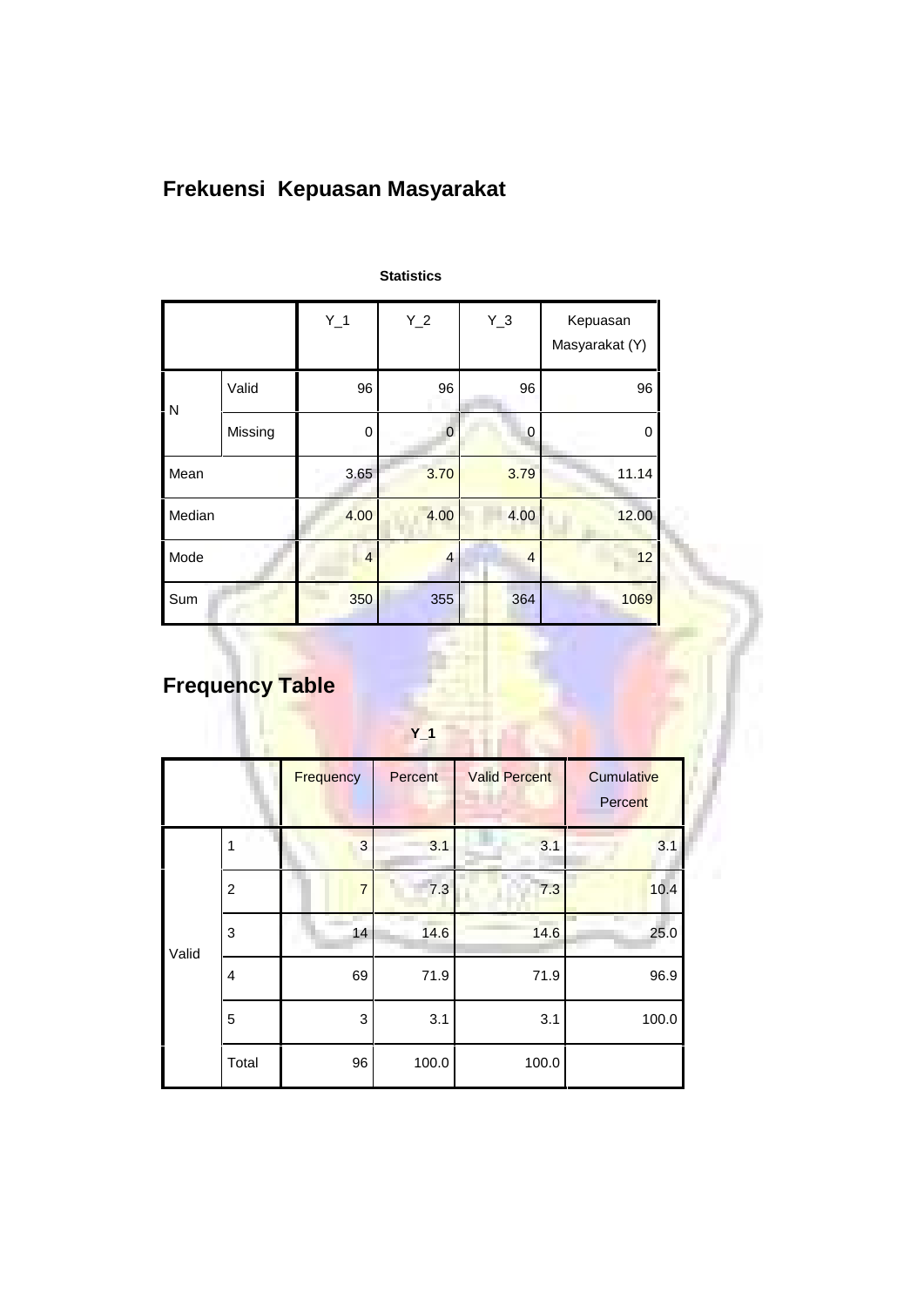## Frekuensi Kepuasan Masyarakat

**Statistics**

| | | Y_1 | Y_2 | Y_3 | Kepuasan Masyarakat (Y) |
|---|---|---|---|---|---|
| N | Valid | 96 | 96 | 96 | 96 |
| | Missing | 0 | 0 | 0 | 0 |
| Mean | | 3.65 | 3.70 | 3.79 | 11.14 |
| Median | | 4.00 | 4.00 | 4.00 | 12.00 |
| Mode | | 4 | 4 | 4 | 12 |
| Sum | | 350 | 355 | 364 | 1069 |

## Frequency Table

**Y_1**

| | | Frequency | Percent | Valid Percent | Cumulative Percent |
|---|---|---|---|---|---|
| Valid | 1 | 3 | 3.1 | 3.1 | 3.1 |
| | 2 | 7 | 7.3 | 7.3 | 10.4 |
| | 3 | 14 | 14.6 | 14.6 | 25.0 |
| | 4 | 69 | 71.9 | 71.9 | 96.9 |
| | 5 | 3 | 3.1 | 3.1 | 100.0 |
| | Total | 96 | 100.0 | 100.0 | |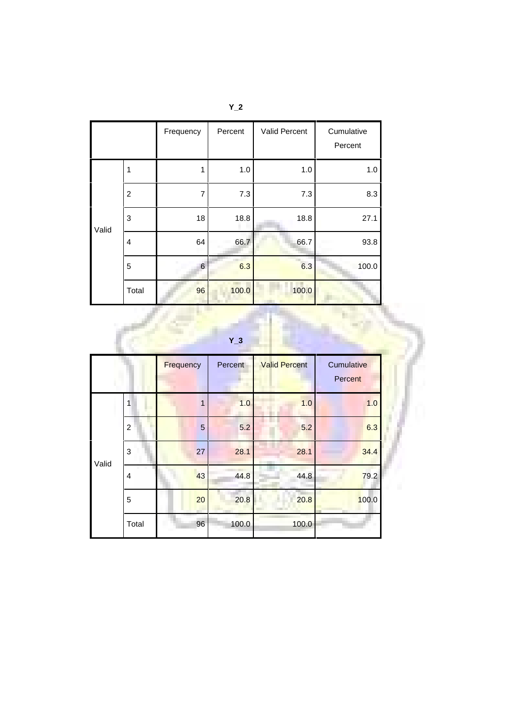**Y_2**

| | | Frequency | Percent | Valid Percent | Cumulative Percent |
|---|---|---|---|---|---|
| Valid | 1 | 1 | 1.0 | 1.0 | 1.0 |
| | 2 | 7 | 7.3 | 7.3 | 8.3 |
| | 3 | 18 | 18.8 | 18.8 | 27.1 |
| | 4 | 64 | 66.7 | 66.7 | 93.8 |
| | 5 | 6 | 6.3 | 6.3 | 100.0 |
| | Total | 96 | 100.0 | 100.0 | |

**Y_3**

| | | Frequency | Percent | Valid Percent | Cumulative Percent |
|---|---|---|---|---|---|
| Valid | 1 | 1 | 1.0 | 1.0 | 1.0 |
| | 2 | 5 | 5.2 | 5.2 | 6.3 |
| | 3 | 27 | 28.1 | 28.1 | 34.4 |
| | 4 | 43 | 44.8 | 44.8 | 79.2 |
| | 5 | 20 | 20.8 | 20.8 | 100.0 |
| | Total | 96 | 100.0 | 100.0 | |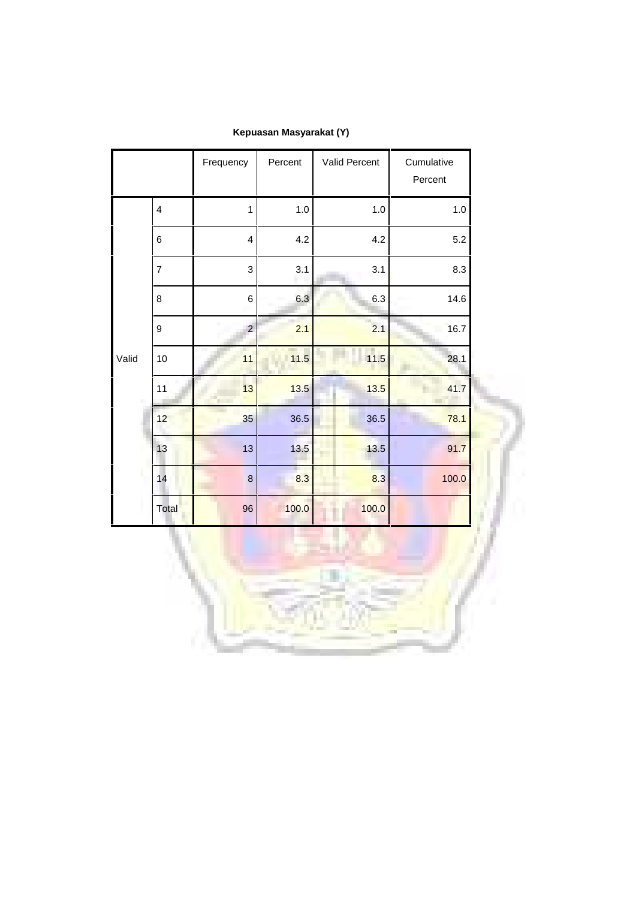**Kepuasan Masyarakat (Y)**

| | | Frequency | Percent | Valid Percent | Cumulative Percent |
|---|---|---|---|---|---|
| Valid | 4 | 1 | 1.0 | 1.0 | 1.0 |
| | 6 | 4 | 4.2 | 4.2 | 5.2 |
| | 7 | 3 | 3.1 | 3.1 | 8.3 |
| | 8 | 6 | 6.3 | 6.3 | 14.6 |
| | 9 | 2 | 2.1 | 2.1 | 16.7 |
| | 10 | 11 | 11.5 | 11.5 | 28.1 |
| | 11 | 13 | 13.5 | 13.5 | 41.7 |
| | 12 | 35 | 36.5 | 36.5 | 78.1 |
| | 13 | 13 | 13.5 | 13.5 | 91.7 |
| | 14 | 8 | 8.3 | 8.3 | 100.0 |
| | Total | 96 | 100.0 | 100.0 | |